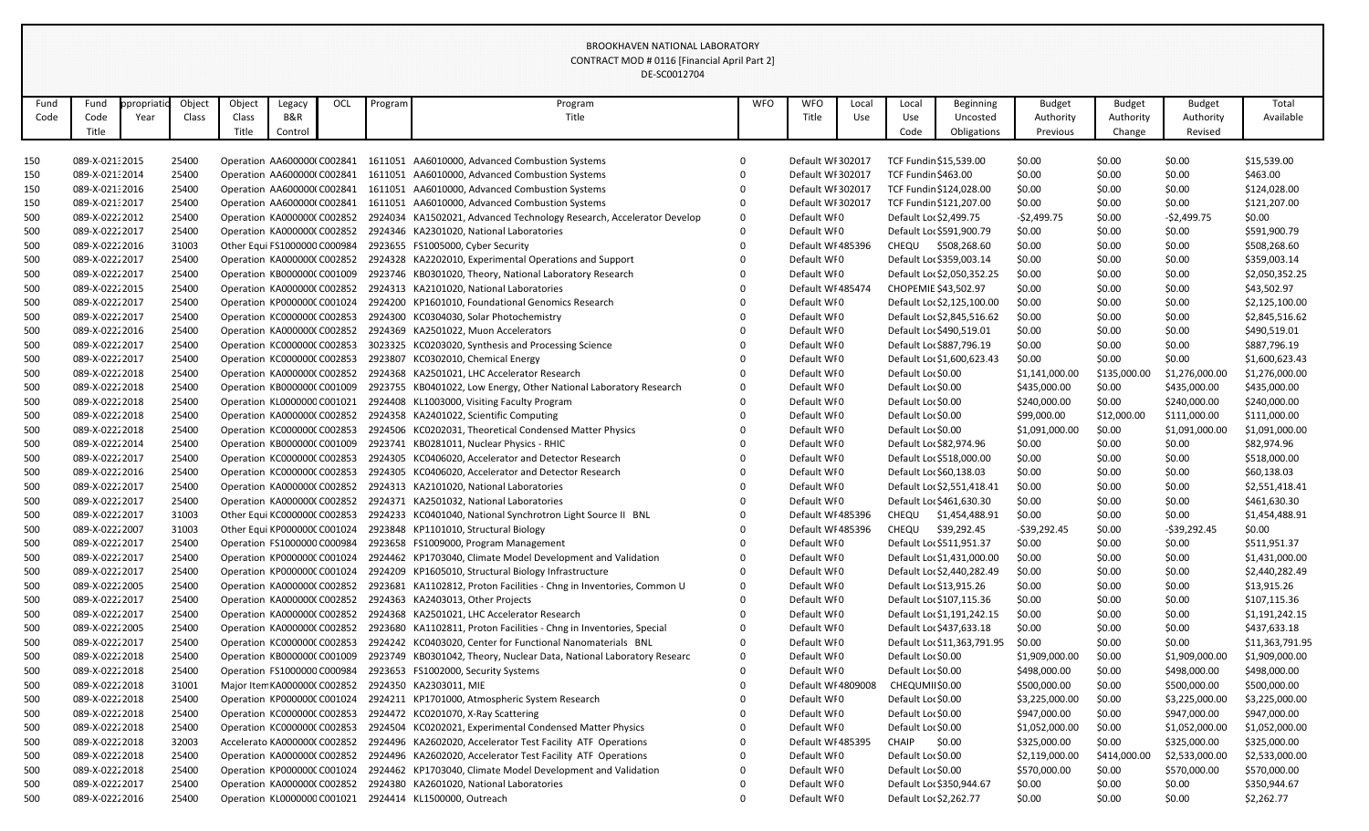BROOKHAVEN NATIONAL LABORATORY
CONTRACT MOD # 0116 [Financial April Part 2]
DE-SC0012704

| Fund Code | Fund Code Title | Appropriation Year | Object Class | Object Class Title | Legacy B&R Control | OCL | Program | Program Title | WFO | WFO Title | Local Use | Local Use Code | Beginning Uncosted Obligations | Budget Authority Previous | Budget Authority Change | Budget Authority Revised | Total Available |
|---|---|---|---|---|---|---|---|---|---|---|---|---|---|---|---|---|---|
| 150 | 089-X-0213 | 2015 | 25400 | Operation | AA6000000 | C002841 | 1611051 | AA6010000, Advanced Combustion Systems | 0 | Default WF | 302017 | TCF Fundin | $15,539.00 | $0.00 | $0.00 | $0.00 | $15,539.00 |
| 150 | 089-X-0213 | 2014 | 25400 | Operation | AA6000000 | C002841 | 1611051 | AA6010000, Advanced Combustion Systems | 0 | Default WF | 302017 | TCF Fundin | $463.00 | $0.00 | $0.00 | $0.00 | $463.00 |
| 150 | 089-X-0213 | 2016 | 25400 | Operation | AA6000000 | C002841 | 1611051 | AA6010000, Advanced Combustion Systems | 0 | Default WF | 302017 | TCF Fundin | $124,028.00 | $0.00 | $0.00 | $0.00 | $124,028.00 |
| 150 | 089-X-0213 | 2017 | 25400 | Operation | AA6000000 | C002841 | 1611051 | AA6010000, Advanced Combustion Systems | 0 | Default WF | 302017 | TCF Fundin | $121,207.00 | $0.00 | $0.00 | $0.00 | $121,207.00 |
| 500 | 089-X-0222 | 2012 | 25400 | Operation | KA0000000 | C002852 | 2924034 | KA1502021, Advanced Technology Research, Accelerator Develop | 0 | Default WF | 0 | Default Loc | $2,499.75 | -$2,499.75 | $0.00 | -$2,499.75 | $0.00 |
| 500 | 089-X-0222 | 2017 | 25400 | Operation | KA0000000 | C002852 | 2924346 | KA2301020, National Laboratories | 0 | Default WF | 0 | Default Loc | $591,900.79 | $0.00 | $0.00 | $0.00 | $591,900.79 |
| 500 | 089-X-0222 | 2016 | 31003 | Other Equi | FS1000000 | C000984 | 2923655 | FS1005000, Cyber Security | 0 | Default WF | 485396 | CHEQU | $508,268.60 | $0.00 | $0.00 | $0.00 | $508,268.60 |
| 500 | 089-X-0222 | 2017 | 25400 | Operation | KA0000000 | C002852 | 2924328 | KA2202010, Experimental Operations and Support | 0 | Default WF | 0 | Default Loc | $359,003.14 | $0.00 | $0.00 | $0.00 | $359,003.14 |
| 500 | 089-X-0222 | 2017 | 25400 | Operation | KB0000000 | C001009 | 2923746 | KB0301020, Theory, National Laboratory Research | 0 | Default WF | 0 | Default Loc | $2,050,352.25 | $0.00 | $0.00 | $0.00 | $2,050,352.25 |
| 500 | 089-X-0222 | 2015 | 25400 | Operation | KA0000000 | C002852 | 2924313 | KA2101020, National Laboratories | 0 | Default WF | 485474 | CHOPEMIE | $43,502.97 | $0.00 | $0.00 | $0.00 | $43,502.97 |
| 500 | 089-X-0222 | 2017 | 25400 | Operation | KP0000000 | C001024 | 2924200 | KP1601010, Foundational Genomics Research | 0 | Default WF | 0 | Default Loc | $2,125,100.00 | $0.00 | $0.00 | $0.00 | $2,125,100.00 |
| 500 | 089-X-0222 | 2017 | 25400 | Operation | KC0000000 | C002853 | 2924300 | KC0304030, Solar Photochemistry | 0 | Default WF | 0 | Default Loc | $2,845,516.62 | $0.00 | $0.00 | $0.00 | $2,845,516.62 |
| 500 | 089-X-0222 | 2016 | 25400 | Operation | KA0000000 | C002852 | 2924369 | KA2501022, Muon Accelerators | 0 | Default WF | 0 | Default Loc | $490,519.01 | $0.00 | $0.00 | $0.00 | $490,519.01 |
| 500 | 089-X-0222 | 2017 | 25400 | Operation | KC0000000 | C002853 | 3023325 | KC0203020, Synthesis and Processing Science | 0 | Default WF | 0 | Default Loc | $887,796.19 | $0.00 | $0.00 | $0.00 | $887,796.19 |
| 500 | 089-X-0222 | 2017 | 25400 | Operation | KC0000000 | C002853 | 2923807 | KC0302010, Chemical Energy | 0 | Default WF | 0 | Default Loc | $1,600,623.43 | $0.00 | $0.00 | $0.00 | $1,600,623.43 |
| 500 | 089-X-0222 | 2018 | 25400 | Operation | KA0000000 | C002852 | 2924368 | KA2501021, LHC Accelerator Research | 0 | Default WF | 0 | Default Loc | $0.00 | $1,141,000.00 | $135,000.00 | $1,276,000.00 | $1,276,000.00 |
| 500 | 089-X-0222 | 2018 | 25400 | Operation | KB0000000 | C001009 | 2923755 | KB0401022, Low Energy, Other National Laboratory Research | 0 | Default WF | 0 | Default Loc | $0.00 | $435,000.00 | $0.00 | $435,000.00 | $435,000.00 |
| 500 | 089-X-0222 | 2018 | 25400 | Operation | KL0000000 | C001021 | 2924408 | KL1003000, Visiting Faculty Program | 0 | Default WF | 0 | Default Loc | $0.00 | $240,000.00 | $0.00 | $240,000.00 | $240,000.00 |
| 500 | 089-X-0222 | 2018 | 25400 | Operation | KA0000000 | C002852 | 2924358 | KA2401022, Scientific Computing | 0 | Default WF | 0 | Default Loc | $0.00 | $99,000.00 | $12,000.00 | $111,000.00 | $111,000.00 |
| 500 | 089-X-0222 | 2018 | 25400 | Operation | KC0000000 | C002853 | 2924506 | KC0202031, Theoretical Condensed Matter Physics | 0 | Default WF | 0 | Default Loc | $0.00 | $1,091,000.00 | $0.00 | $1,091,000.00 | $1,091,000.00 |
| 500 | 089-X-0222 | 2014 | 25400 | Operation | KB0000000 | C001009 | 2923741 | KB0281011, Nuclear Physics - RHIC | 0 | Default WF | 0 | Default Loc | $82,974.96 | $0.00 | $0.00 | $0.00 | $82,974.96 |
| 500 | 089-X-0222 | 2017 | 25400 | Operation | KC0000000 | C002853 | 2924305 | KC0406020, Accelerator and Detector Research | 0 | Default WF | 0 | Default Loc | $518,000.00 | $0.00 | $0.00 | $0.00 | $518,000.00 |
| 500 | 089-X-0222 | 2016 | 25400 | Operation | KC0000000 | C002853 | 2924305 | KC0406020, Accelerator and Detector Research | 0 | Default WF | 0 | Default Loc | $60,138.03 | $0.00 | $0.00 | $0.00 | $60,138.03 |
| 500 | 089-X-0222 | 2017 | 25400 | Operation | KA0000000 | C002852 | 2924313 | KA2101020, National Laboratories | 0 | Default WF | 0 | Default Loc | $2,551,418.41 | $0.00 | $0.00 | $0.00 | $2,551,418.41 |
| 500 | 089-X-0222 | 2017 | 25400 | Operation | KA0000000 | C002852 | 2924371 | KA2501032, National Laboratories | 0 | Default WF | 0 | Default Loc | $461,630.30 | $0.00 | $0.00 | $0.00 | $461,630.30 |
| 500 | 089-X-0222 | 2017 | 31003 | Other Equi | KC0000000 | C002853 | 2924233 | KC0401040, National Synchrotron Light Source II BNL | 0 | Default WF | 485396 | CHEQU | $1,454,488.91 | $0.00 | $0.00 | $0.00 | $1,454,488.91 |
| 500 | 089-X-0222 | 2007 | 31003 | Other Equi | KP0000000 | C001024 | 2923848 | KP1101010, Structural Biology | 0 | Default WF | 485396 | CHEQU | $39,292.45 | -$39,292.45 | $0.00 | -$39,292.45 | $0.00 |
| 500 | 089-X-0222 | 2017 | 25400 | Operation | FS1000000 | C000984 | 2923658 | FS1009000, Program Management | 0 | Default WF | 0 | Default Loc | $511,951.37 | $0.00 | $0.00 | $0.00 | $511,951.37 |
| 500 | 089-X-0222 | 2017 | 25400 | Operation | KP0000000 | C001024 | 2924462 | KP1703040, Climate Model Development and Validation | 0 | Default WF | 0 | Default Loc | $1,431,000.00 | $0.00 | $0.00 | $0.00 | $1,431,000.00 |
| 500 | 089-X-0222 | 2017 | 25400 | Operation | KP0000000 | C001024 | 2924209 | KP1605010, Structural Biology Infrastructure | 0 | Default WF | 0 | Default Loc | $2,440,282.49 | $0.00 | $0.00 | $0.00 | $2,440,282.49 |
| 500 | 089-X-0222 | 2005 | 25400 | Operation | KA0000000 | C002852 | 2923681 | KA1102812, Proton Facilities - Chng in Inventories, Common U | 0 | Default WF | 0 | Default Loc | $13,915.26 | $0.00 | $0.00 | $0.00 | $13,915.26 |
| 500 | 089-X-0222 | 2017 | 25400 | Operation | KA0000000 | C002852 | 2924363 | KA2403013, Other Projects | 0 | Default WF | 0 | Default Loc | $107,115.36 | $0.00 | $0.00 | $0.00 | $107,115.36 |
| 500 | 089-X-0222 | 2017 | 25400 | Operation | KA0000000 | C002852 | 2924368 | KA2501021, LHC Accelerator Research | 0 | Default WF | 0 | Default Loc | $1,191,242.15 | $0.00 | $0.00 | $0.00 | $1,191,242.15 |
| 500 | 089-X-0222 | 2005 | 25400 | Operation | KA0000000 | C002852 | 2923680 | KA1102811, Proton Facilities - Chng in Inventories, Special | 0 | Default WF | 0 | Default Loc | $437,633.18 | $0.00 | $0.00 | $0.00 | $437,633.18 |
| 500 | 089-X-0222 | 2017 | 25400 | Operation | KC0000000 | C002853 | 2924242 | KC0403020, Center for Functional Nanomaterials BNL | 0 | Default WF | 0 | Default Loc | $11,363,791.95 | $0.00 | $0.00 | $0.00 | $11,363,791.95 |
| 500 | 089-X-0222 | 2018 | 25400 | Operation | KB0000000 | C001009 | 2923749 | KB0301042, Theory, Nuclear Data, National Laboratory Researc | 0 | Default WF | 0 | Default Loc | $0.00 | $1,909,000.00 | $0.00 | $1,909,000.00 | $1,909,000.00 |
| 500 | 089-X-0222 | 2018 | 25400 | Operation | FS1000000 | C000984 | 2923653 | FS1002000, Security Systems | 0 | Default WF | 0 | Default Loc | $0.00 | $498,000.00 | $0.00 | $498,000.00 | $498,000.00 |
| 500 | 089-X-0222 | 2018 | 31001 | Major Item | KA0000000 | C002852 | 2924350 | KA2303011, MIE | 0 | Default WF | 4809008 | CHEQUMIE | $0.00 | $500,000.00 | $0.00 | $500,000.00 | $500,000.00 |
| 500 | 089-X-0222 | 2018 | 25400 | Operation | KP0000000 | C001024 | 2924211 | KP1701000, Atmospheric System Research | 0 | Default WF | 0 | Default Loc | $0.00 | $3,225,000.00 | $0.00 | $3,225,000.00 | $3,225,000.00 |
| 500 | 089-X-0222 | 2018 | 25400 | Operation | KC0000000 | C002853 | 2924472 | KC0201070, X-Ray Scattering | 0 | Default WF | 0 | Default Loc | $0.00 | $947,000.00 | $0.00 | $947,000.00 | $947,000.00 |
| 500 | 089-X-0222 | 2018 | 25400 | Operation | KC0000000 | C002853 | 2924504 | KC0202021, Experimental Condensed Matter Physics | 0 | Default WF | 0 | Default Loc | $0.00 | $1,052,000.00 | $0.00 | $1,052,000.00 | $1,052,000.00 |
| 500 | 089-X-0222 | 2018 | 32003 | Accelerato | KA0000000 | C002852 | 2924496 | KA2602020, Accelerator Test Facility ATF Operations | 0 | Default WF | 485395 | CHAIP | $0.00 | $325,000.00 | $0.00 | $325,000.00 | $325,000.00 |
| 500 | 089-X-0222 | 2018 | 25400 | Operation | KA0000000 | C002852 | 2924496 | KA2602020, Accelerator Test Facility ATF Operations | 0 | Default WF | 0 | Default Loc | $0.00 | $2,119,000.00 | $414,000.00 | $2,533,000.00 | $2,533,000.00 |
| 500 | 089-X-0222 | 2018 | 25400 | Operation | KP0000000 | C001024 | 2924462 | KP1703040, Climate Model Development and Validation | 0 | Default WF | 0 | Default Loc | $0.00 | $570,000.00 | $0.00 | $570,000.00 | $570,000.00 |
| 500 | 089-X-0222 | 2017 | 25400 | Operation | KA0000000 | C002852 | 2924380 | KA2601020, National Laboratories | 0 | Default WF | 0 | Default Loc | $350,944.67 | $0.00 | $0.00 | $0.00 | $350,944.67 |
| 500 | 089-X-0222 | 2016 | 25400 | Operation | KL0000000 | C001021 | 2924414 | KL1500000, Outreach | 0 | Default WF | 0 | Default Loc | $2,262.77 | $0.00 | $0.00 | $0.00 | $2,262.77 |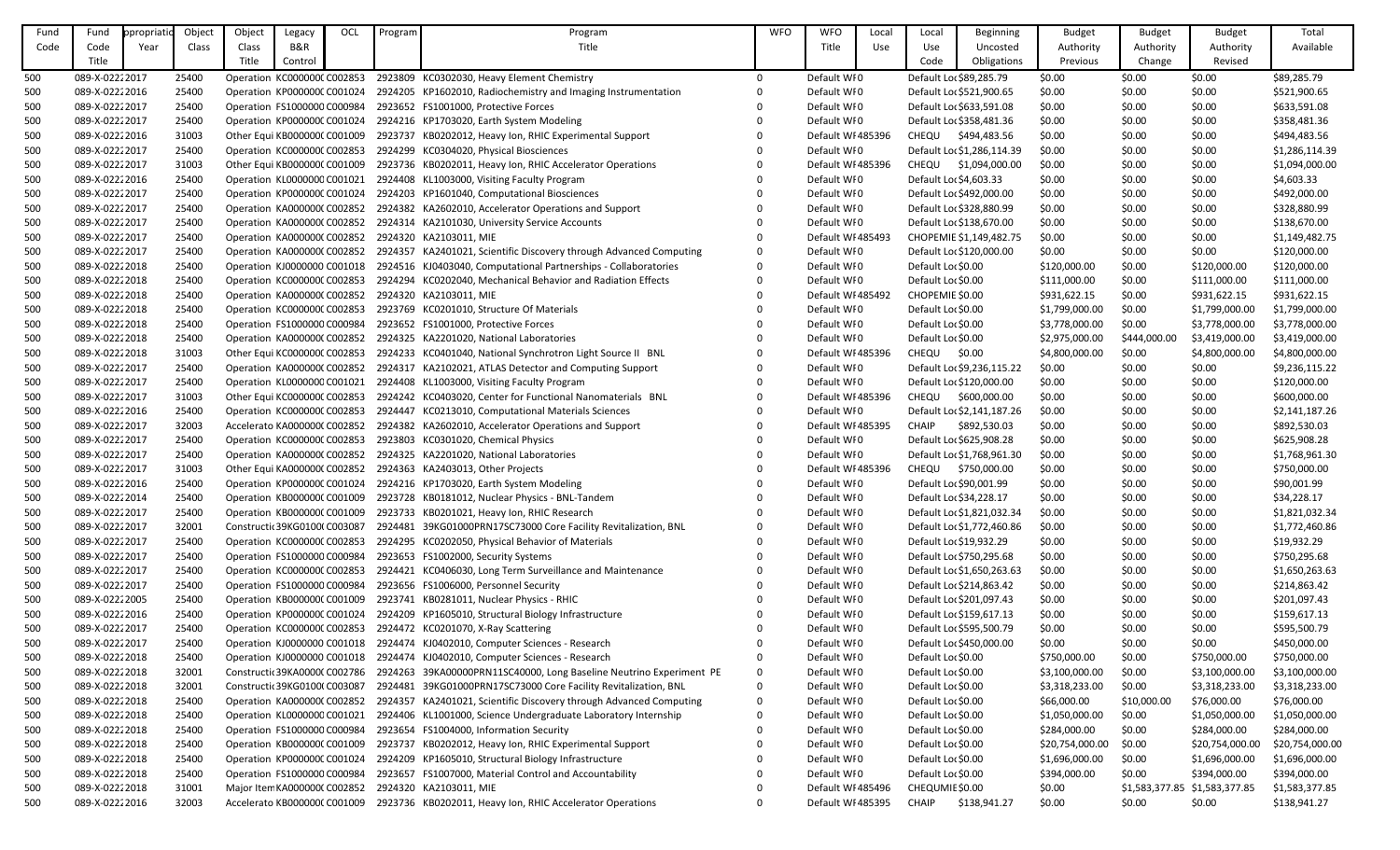| Fund Code | Fund Code Title | Appropriation Year | Object Class | Object Class Title | Legacy B&R Control | OCL | Program | Program Title | WFO | WFO Title | Local Use | Local Use Code | Beginning Uncosted Obligations | Budget Authority Previous | Budget Authority Change | Budget Authority Revised | Total Available |
|---|---|---|---|---|---|---|---|---|---|---|---|---|---|---|---|---|---|
| 500 | 089-X-0222 | 2017 | 25400 | Operation | KC0000000 | C002853 | 2923809 | KC0302030, Heavy Element Chemistry | 0 | Default WF | 0 | Default Loc | $89,285.79 | $0.00 | $0.00 | $0.00 | $89,285.79 |
| 500 | 089-X-0222 | 2016 | 25400 | Operation | KP0000000 | C001024 | 2924205 | KP1602010, Radiochemistry and Imaging Instrumentation | 0 | Default WF | 0 | Default Loc | $521,900.65 | $0.00 | $0.00 | $0.00 | $521,900.65 |
| 500 | 089-X-0222 | 2017 | 25400 | Operation | FS1000000 | C000984 | 2923652 | FS1001000, Protective Forces | 0 | Default WF | 0 | Default Loc | $633,591.08 | $0.00 | $0.00 | $0.00 | $633,591.08 |
| 500 | 089-X-0222 | 2017 | 25400 | Operation | KP0000000 | C001024 | 2924216 | KP1703020, Earth System Modeling | 0 | Default WF | 0 | Default Loc | $358,481.36 | $0.00 | $0.00 | $0.00 | $358,481.36 |
| 500 | 089-X-0222 | 2016 | 31003 | Other Equi | KB0000000 | C001009 | 2923737 | KB0202012, Heavy Ion, RHIC Experimental Support | 0 | Default WF | 485396 | CHEQU | $494,483.56 | $0.00 | $0.00 | $0.00 | $494,483.56 |
| 500 | 089-X-0222 | 2017 | 25400 | Operation | KC0000000 | C002853 | 2924299 | KC0304020, Physical Biosciences | 0 | Default WF | 0 | Default Loc | $1,286,114.39 | $0.00 | $0.00 | $0.00 | $1,286,114.39 |
| 500 | 089-X-0222 | 2017 | 31003 | Other Equi | KB0000000 | C001009 | 2923736 | KB0202011, Heavy Ion, RHIC Accelerator Operations | 0 | Default WF | 485396 | CHEQU | $1,094,000.00 | $0.00 | $0.00 | $0.00 | $1,094,000.00 |
| 500 | 089-X-0222 | 2016 | 25400 | Operation | KL0000000 | C001021 | 2924408 | KL1003000, Visiting Faculty Program | 0 | Default WF | 0 | Default Loc | $4,603.33 | $0.00 | $0.00 | $0.00 | $4,603.33 |
| 500 | 089-X-0222 | 2017 | 25400 | Operation | KP0000000 | C001024 | 2924203 | KP1601040, Computational Biosciences | 0 | Default WF | 0 | Default Loc | $492,000.00 | $0.00 | $0.00 | $0.00 | $492,000.00 |
| 500 | 089-X-0222 | 2017 | 25400 | Operation | KA0000000 | C002852 | 2924382 | KA2602010, Accelerator Operations and Support | 0 | Default WF | 0 | Default Loc | $328,880.99 | $0.00 | $0.00 | $0.00 | $328,880.99 |
| 500 | 089-X-0222 | 2017 | 25400 | Operation | KA0000000 | C002852 | 2924314 | KA2101030, University Service Accounts | 0 | Default WF | 0 | Default Loc | $138,670.00 | $0.00 | $0.00 | $0.00 | $138,670.00 |
| 500 | 089-X-0222 | 2017 | 25400 | Operation | KA0000000 | C002852 | 2924320 | KA2103011, MIE | 0 | Default WF | 485493 | CHOPEMIE | $1,149,482.75 | $0.00 | $0.00 | $0.00 | $1,149,482.75 |
| 500 | 089-X-0222 | 2017 | 25400 | Operation | KA0000000 | C002852 | 2924357 | KA2401021, Scientific Discovery through Advanced Computing | 0 | Default WF | 0 | Default Loc | $120,000.00 | $0.00 | $0.00 | $0.00 | $120,000.00 |
| 500 | 089-X-0222 | 2018 | 25400 | Operation | KJ0000000 | C001018 | 2924516 | KJ0403040, Computational Partnerships - Collaboratories | 0 | Default WF | 0 | Default Loc | $0.00 | $120,000.00 | $0.00 | $120,000.00 | $120,000.00 |
| 500 | 089-X-0222 | 2018 | 25400 | Operation | KC0000000 | C002853 | 2924294 | KC0202040, Mechanical Behavior and Radiation Effects | 0 | Default WF | 0 | Default Loc | $0.00 | $111,000.00 | $0.00 | $111,000.00 | $111,000.00 |
| 500 | 089-X-0222 | 2018 | 25400 | Operation | KA0000000 | C002852 | 2924320 | KA2103011, MIE | 0 | Default WF | 485492 | CHOPEMIE | $0.00 | $931,622.15 | $0.00 | $931,622.15 | $931,622.15 |
| 500 | 089-X-0222 | 2018 | 25400 | Operation | KC0000000 | C002853 | 2923769 | KC0201010, Structure Of Materials | 0 | Default WF | 0 | Default Loc | $0.00 | $1,799,000.00 | $0.00 | $1,799,000.00 | $1,799,000.00 |
| 500 | 089-X-0222 | 2018 | 25400 | Operation | FS1000000 | C000984 | 2923652 | FS1001000, Protective Forces | 0 | Default WF | 0 | Default Loc | $0.00 | $3,778,000.00 | $0.00 | $3,778,000.00 | $3,778,000.00 |
| 500 | 089-X-0222 | 2018 | 25400 | Operation | KA0000000 | C002852 | 2924325 | KA2201020, National Laboratories | 0 | Default WF | 0 | Default Loc | $0.00 | $2,975,000.00 | $444,000.00 | $3,419,000.00 | $3,419,000.00 |
| 500 | 089-X-0222 | 2018 | 31003 | Other Equi | KC0000000 | C002853 | 2924233 | KC0401040, National Synchrotron Light Source II BNL | 0 | Default WF | 485396 | CHEQU | $0.00 | $4,800,000.00 | $0.00 | $4,800,000.00 | $4,800,000.00 |
| 500 | 089-X-0222 | 2017 | 25400 | Operation | KA0000000 | C002852 | 2924317 | KA2102021, ATLAS Detector and Computing Support | 0 | Default WF | 0 | Default Loc | $9,236,115.22 | $0.00 | $0.00 | $0.00 | $9,236,115.22 |
| 500 | 089-X-0222 | 2017 | 25400 | Operation | KL0000000 | C001021 | 2924408 | KL1003000, Visiting Faculty Program | 0 | Default WF | 0 | Default Loc | $120,000.00 | $0.00 | $0.00 | $0.00 | $120,000.00 |
| 500 | 089-X-0222 | 2017 | 31003 | Other Equi | KC0000000 | C002853 | 2924242 | KC0403020, Center for Functional Nanomaterials BNL | 0 | Default WF | 485396 | CHEQU | $600,000.00 | $0.00 | $0.00 | $0.00 | $600,000.00 |
| 500 | 089-X-0222 | 2016 | 25400 | Operation | KC0000000 | C002853 | 2924447 | KC0213010, Computational Materials Sciences | 0 | Default WF | 0 | Default Loc | $2,141,187.26 | $0.00 | $0.00 | $0.00 | $2,141,187.26 |
| 500 | 089-X-0222 | 2017 | 32003 | Accelerato | KA0000000 | C002852 | 2924382 | KA2602010, Accelerator Operations and Support | 0 | Default WF | 485395 | CHAIP | $892,530.03 | $0.00 | $0.00 | $0.00 | $892,530.03 |
| 500 | 089-X-0222 | 2017 | 25400 | Operation | KC0000000 | C002853 | 2923803 | KC0301020, Chemical Physics | 0 | Default WF | 0 | Default Loc | $625,908.28 | $0.00 | $0.00 | $0.00 | $625,908.28 |
| 500 | 089-X-0222 | 2017 | 25400 | Operation | KA0000000 | C002852 | 2924325 | KA2201020, National Laboratories | 0 | Default WF | 0 | Default Loc | $1,768,961.30 | $0.00 | $0.00 | $0.00 | $1,768,961.30 |
| 500 | 089-X-0222 | 2017 | 31003 | Other Equi | KA0000000 | C002852 | 2924363 | KA2403013, Other Projects | 0 | Default WF | 485396 | CHEQU | $750,000.00 | $0.00 | $0.00 | $0.00 | $750,000.00 |
| 500 | 089-X-0222 | 2016 | 25400 | Operation | KP0000000 | C001024 | 2924216 | KP1703020, Earth System Modeling | 0 | Default WF | 0 | Default Loc | $90,001.99 | $0.00 | $0.00 | $0.00 | $90,001.99 |
| 500 | 089-X-0222 | 2014 | 25400 | Operation | KB0000000 | C001009 | 2923728 | KB0181012, Nuclear Physics - BNL-Tandem | 0 | Default WF | 0 | Default Loc | $34,228.17 | $0.00 | $0.00 | $0.00 | $34,228.17 |
| 500 | 089-X-0222 | 2017 | 25400 | Operation | KB0000000 | C001009 | 2923733 | KB0201021, Heavy Ion, RHIC Research | 0 | Default WF | 0 | Default Loc | $1,821,032.34 | $0.00 | $0.00 | $0.00 | $1,821,032.34 |
| 500 | 089-X-0222 | 2017 | 32001 | Constructi | 39KG0100 | C003087 | 2924481 | 39KG01000PRN17SC73000 Core Facility Revitalization, BNL | 0 | Default WF | 0 | Default Loc | $1,772,460.86 | $0.00 | $0.00 | $0.00 | $1,772,460.86 |
| 500 | 089-X-0222 | 2017 | 25400 | Operation | KC0000000 | C002853 | 2924295 | KC0202050, Physical Behavior of Materials | 0 | Default WF | 0 | Default Loc | $19,932.29 | $0.00 | $0.00 | $0.00 | $19,932.29 |
| 500 | 089-X-0222 | 2017 | 25400 | Operation | FS1000000 | C000984 | 2923653 | FS1002000, Security Systems | 0 | Default WF | 0 | Default Loc | $750,295.68 | $0.00 | $0.00 | $0.00 | $750,295.68 |
| 500 | 089-X-0222 | 2017 | 25400 | Operation | KC0000000 | C002853 | 2924421 | KC0406030, Long Term Surveillance and Maintenance | 0 | Default WF | 0 | Default Loc | $1,650,263.63 | $0.00 | $0.00 | $0.00 | $1,650,263.63 |
| 500 | 089-X-0222 | 2017 | 25400 | Operation | FS1000000 | C000984 | 2923656 | FS1006000, Personnel Security | 0 | Default WF | 0 | Default Loc | $214,863.42 | $0.00 | $0.00 | $0.00 | $214,863.42 |
| 500 | 089-X-0222 | 2005 | 25400 | Operation | KB0000000 | C001009 | 2923741 | KB0281011, Nuclear Physics - RHIC | 0 | Default WF | 0 | Default Loc | $201,097.43 | $0.00 | $0.00 | $0.00 | $201,097.43 |
| 500 | 089-X-0222 | 2016 | 25400 | Operation | KP0000000 | C001024 | 2924209 | KP1605010, Structural Biology Infrastructure | 0 | Default WF | 0 | Default Loc | $159,617.13 | $0.00 | $0.00 | $0.00 | $159,617.13 |
| 500 | 089-X-0222 | 2017 | 25400 | Operation | KC0000000 | C002853 | 2924472 | KC0201070, X-Ray Scattering | 0 | Default WF | 0 | Default Loc | $595,500.79 | $0.00 | $0.00 | $0.00 | $595,500.79 |
| 500 | 089-X-0222 | 2017 | 25400 | Operation | KJ0000000 | C001018 | 2924474 | KJ0402010, Computer Sciences - Research | 0 | Default WF | 0 | Default Loc | $450,000.00 | $0.00 | $0.00 | $0.00 | $450,000.00 |
| 500 | 089-X-0222 | 2018 | 25400 | Operation | KJ0000000 | C001018 | 2924474 | KJ0402010, Computer Sciences - Research | 0 | Default WF | 0 | Default Loc | $0.00 | $750,000.00 | $0.00 | $750,000.00 | $750,000.00 |
| 500 | 089-X-0222 | 2018 | 32001 | Constructi | 39KA0000 | C002786 | 2924263 | 39KA00000PRN11SC40000, Long Baseline Neutrino Experiment PE | 0 | Default WF | 0 | Default Loc | $0.00 | $3,100,000.00 | $0.00 | $3,100,000.00 | $3,100,000.00 |
| 500 | 089-X-0222 | 2018 | 32001 | Constructi | 39KG0100 | C003087 | 2924481 | 39KG01000PRN17SC73000 Core Facility Revitalization, BNL | 0 | Default WF | 0 | Default Loc | $0.00 | $3,318,233.00 | $0.00 | $3,318,233.00 | $3,318,233.00 |
| 500 | 089-X-0222 | 2018 | 25400 | Operation | KA0000000 | C002852 | 2924357 | KA2401021, Scientific Discovery through Advanced Computing | 0 | Default WF | 0 | Default Loc | $0.00 | $66,000.00 | $10,000.00 | $76,000.00 | $76,000.00 |
| 500 | 089-X-0222 | 2018 | 25400 | Operation | KL0000000 | C001021 | 2924406 | KL1001000, Science Undergraduate Laboratory Internship | 0 | Default WF | 0 | Default Loc | $0.00 | $1,050,000.00 | $0.00 | $1,050,000.00 | $1,050,000.00 |
| 500 | 089-X-0222 | 2018 | 25400 | Operation | FS1000000 | C000984 | 2923654 | FS1004000, Information Security | 0 | Default WF | 0 | Default Loc | $0.00 | $284,000.00 | $0.00 | $284,000.00 | $284,000.00 |
| 500 | 089-X-0222 | 2018 | 25400 | Operation | KB0000000 | C001009 | 2923737 | KB0202012, Heavy Ion, RHIC Experimental Support | 0 | Default WF | 0 | Default Loc | $0.00 | $20,754,000.00 | $0.00 | $20,754,000.00 | $20,754,000.00 |
| 500 | 089-X-0222 | 2018 | 25400 | Operation | KP0000000 | C001024 | 2924209 | KP1605010, Structural Biology Infrastructure | 0 | Default WF | 0 | Default Loc | $0.00 | $1,696,000.00 | $0.00 | $1,696,000.00 | $1,696,000.00 |
| 500 | 089-X-0222 | 2018 | 25400 | Operation | FS1000000 | C000984 | 2923657 | FS1007000, Material Control and Accountability | 0 | Default WF | 0 | Default Loc | $0.00 | $394,000.00 | $0.00 | $394,000.00 | $394,000.00 |
| 500 | 089-X-0222 | 2018 | 31001 | Major Item | KA0000000 | C002852 | 2924320 | KA2103011, MIE | 0 | Default WF | 485496 | CHEQUMIE | $0.00 | $0.00 | $1,583,377.85 | $1,583,377.85 | $1,583,377.85 |
| 500 | 089-X-0222 | 2016 | 32003 | Accelerato | KB0000000 | C001009 | 2923736 | KB0202011, Heavy Ion, RHIC Accelerator Operations | 0 | Default WF | 485395 | CHAIP | $138,941.27 | $0.00 | $0.00 | $0.00 | $138,941.27 |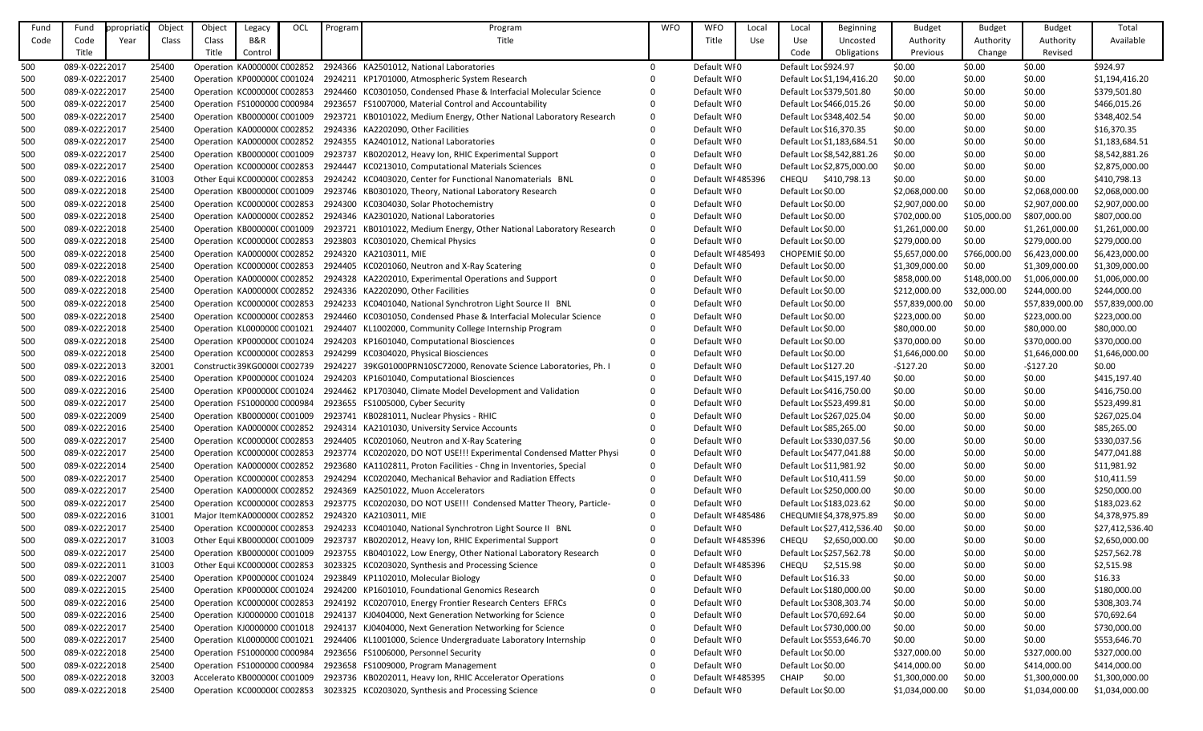| Fund Code | Fund Code Title | Appropriation Year | Object Class | Object Class Title | Legacy B&R Control | OCL | Program | Program Title | WFO | WFO Title | Local Use | Local Use Code | Beginning Uncosted Obligations | Budget Authority Previous | Budget Authority Change | Budget Authority Revised | Total Available |
|---|---|---|---|---|---|---|---|---|---|---|---|---|---|---|---|---|---|
| 500 | 089-X-0222 | 2017 | 25400 | Operation | KA000000C | C002852 | 2924366 | KA2501012, National Laboratories | 0 | Default WFO | | Default Loc | $924.97 | $0.00 | $0.00 | $0.00 | $924.97 |
| 500 | 089-X-0222 | 2017 | 25400 | Operation | KP000000C | C001024 | 2924211 | KP1701000, Atmospheric System Research | 0 | Default WFO | | Default Loc | $1,194,416.20 | $0.00 | $0.00 | $0.00 | $1,194,416.20 |
| 500 | 089-X-0222 | 2017 | 25400 | Operation | KC000000C | C002853 | 2924460 | KC0301050, Condensed Phase & Interfacial Molecular Science | 0 | Default WFO | | Default Loc | $379,501.80 | $0.00 | $0.00 | $0.00 | $379,501.80 |
| 500 | 089-X-0222 | 2017 | 25400 | Operation | FS1000000 | C000984 | 2923657 | FS1007000, Material Control and Accountability | 0 | Default WFO | | Default Loc | $466,015.26 | $0.00 | $0.00 | $0.00 | $466,015.26 |
| 500 | 089-X-0222 | 2017 | 25400 | Operation | KB000000C | C001009 | 2923721 | KB0101022, Medium Energy, Other National Laboratory Research | 0 | Default WFO | | Default Loc | $348,402.54 | $0.00 | $0.00 | $0.00 | $348,402.54 |
| 500 | 089-X-0222 | 2017 | 25400 | Operation | KA000000C | C002852 | 2924336 | KA2202090, Other Facilities | 0 | Default WFO | | Default Loc | $16,370.35 | $0.00 | $0.00 | $0.00 | $16,370.35 |
| 500 | 089-X-0222 | 2017 | 25400 | Operation | KA000000C | C002852 | 2924355 | KA2401012, National Laboratories | 0 | Default WFO | | Default Loc | $1,183,684.51 | $0.00 | $0.00 | $0.00 | $1,183,684.51 |
| 500 | 089-X-0222 | 2017 | 25400 | Operation | KB000000C | C001009 | 2923737 | KB0202012, Heavy Ion, RHIC Experimental Support | 0 | Default WFO | | Default Loc | $8,542,881.26 | $0.00 | $0.00 | $0.00 | $8,542,881.26 |
| 500 | 089-X-0222 | 2017 | 25400 | Operation | KC000000C | C002853 | 2924447 | KC0213010, Computational Materials Sciences | 0 | Default WFO | | Default Loc | $2,875,000.00 | $0.00 | $0.00 | $0.00 | $2,875,000.00 |
| 500 | 089-X-0222 | 2016 | 31003 | Other Equi | KC000000C | C002853 | 2924242 | KC0403020, Center for Functional Nanomaterials BNL | 0 | Default WF | 485396 | CHEQU | $410,798.13 | $0.00 | $0.00 | $0.00 | $410,798.13 |
| 500 | 089-X-0222 | 2018 | 25400 | Operation | KB000000C | C001009 | 2923746 | KB0301020, Theory, National Laboratory Research | 0 | Default WFO | | Default Loc | $0.00 | $2,068,000.00 | $0.00 | $2,068,000.00 | $2,068,000.00 |
| 500 | 089-X-0222 | 2018 | 25400 | Operation | KC000000C | C002853 | 2924300 | KC0304030, Solar Photochemistry | 0 | Default WFO | | Default Loc | $0.00 | $2,907,000.00 | $0.00 | $2,907,000.00 | $2,907,000.00 |
| 500 | 089-X-0222 | 2018 | 25400 | Operation | KA000000C | C002852 | 2924346 | KA2301020, National Laboratories | 0 | Default WFO | | Default Loc | $0.00 | $702,000.00 | $105,000.00 | $807,000.00 | $807,000.00 |
| 500 | 089-X-0222 | 2018 | 25400 | Operation | KB000000C | C001009 | 2923721 | KB0101022, Medium Energy, Other National Laboratory Research | 0 | Default WFO | | Default Loc | $0.00 | $1,261,000.00 | $0.00 | $1,261,000.00 | $1,261,000.00 |
| 500 | 089-X-0222 | 2018 | 25400 | Operation | KC000000C | C002853 | 2923803 | KC0301020, Chemical Physics | 0 | Default WFO | | Default Loc | $0.00 | $279,000.00 | $0.00 | $279,000.00 | $279,000.00 |
| 500 | 089-X-0222 | 2018 | 25400 | Operation | KA000000C | C002852 | 2924320 | KA2103011, MIE | 0 | Default WF | 485493 | CHOPEMIE | $0.00 | $5,657,000.00 | $766,000.00 | $6,423,000.00 | $6,423,000.00 |
| 500 | 089-X-0222 | 2018 | 25400 | Operation | KC000000C | C002853 | 2924405 | KC0201060, Neutron and X-Ray Scattering | 0 | Default WFO | | Default Loc | $0.00 | $1,309,000.00 | $0.00 | $1,309,000.00 | $1,309,000.00 |
| 500 | 089-X-0222 | 2018 | 25400 | Operation | KA000000C | C002852 | 2924328 | KA2202010, Experimental Operations and Support | 0 | Default WFO | | Default Loc | $0.00 | $858,000.00 | $148,000.00 | $1,006,000.00 | $1,006,000.00 |
| 500 | 089-X-0222 | 2018 | 25400 | Operation | KA000000C | C002852 | 2924336 | KA2202090, Other Facilities | 0 | Default WFO | | Default Loc | $0.00 | $212,000.00 | $32,000.00 | $244,000.00 | $244,000.00 |
| 500 | 089-X-0222 | 2018 | 25400 | Operation | KC000000C | C002853 | 2924233 | KC0401040, National Synchrotron Light Source II BNL | 0 | Default WFO | | Default Loc | $0.00 | $57,839,000.00 | $0.00 | $57,839,000.00 | $57,839,000.00 |
| 500 | 089-X-0222 | 2018 | 25400 | Operation | KC000000C | C002853 | 2924460 | KC0301050, Condensed Phase & Interfacial Molecular Science | 0 | Default WFO | | Default Loc | $0.00 | $223,000.00 | $0.00 | $223,000.00 | $223,000.00 |
| 500 | 089-X-0222 | 2018 | 25400 | Operation | KL000000C | C001021 | 2924407 | KL1002000, Community College Internship Program | 0 | Default WFO | | Default Loc | $0.00 | $80,000.00 | $0.00 | $80,000.00 | $80,000.00 |
| 500 | 089-X-0222 | 2018 | 25400 | Operation | KP000000C | C001024 | 2924203 | KP1601040, Computational Biosciences | 0 | Default WFO | | Default Loc | $0.00 | $370,000.00 | $0.00 | $370,000.00 | $370,000.00 |
| 500 | 089-X-0222 | 2018 | 25400 | Operation | KC000000C | C002853 | 2924299 | KC0304020, Physical Biosciences | 0 | Default WFO | | Default Loc | $0.00 | $1,646,000.00 | $0.00 | $1,646,000.00 | $1,646,000.00 |
| 500 | 089-X-0222 | 2013 | 32001 | Constructi | 39KG0000 | C002739 | 2924227 | 39KG01000PRN10SC72000, Renovate Science Laboratories, Ph. I | 0 | Default WFO | | Default Loc | $127.20 | -$127.20 | $0.00 | -$127.20 | $0.00 |
| 500 | 089-X-0222 | 2016 | 25400 | Operation | KP000000C | C001024 | 2924203 | KP1601040, Computational Biosciences | 0 | Default WFO | | Default Loc | $415,197.40 | $0.00 | $0.00 | $0.00 | $415,197.40 |
| 500 | 089-X-0222 | 2016 | 25400 | Operation | KP000000C | C001024 | 2924462 | KP1703040, Climate Model Development and Validation | 0 | Default WFO | | Default Loc | $416,750.00 | $0.00 | $0.00 | $0.00 | $416,750.00 |
| 500 | 089-X-0222 | 2017 | 25400 | Operation | FS1000000 | C000984 | 2923655 | FS1005000, Cyber Security | 0 | Default WFO | | Default Loc | $523,499.81 | $0.00 | $0.00 | $0.00 | $523,499.81 |
| 500 | 089-X-0222 | 2009 | 25400 | Operation | KB000000C | C001009 | 2923741 | KB0281011, Nuclear Physics - RHIC | 0 | Default WFO | | Default Loc | $267,025.04 | $0.00 | $0.00 | $0.00 | $267,025.04 |
| 500 | 089-X-0222 | 2016 | 25400 | Operation | KA000000C | C002852 | 2924314 | KA2101030, University Service Accounts | 0 | Default WFO | | Default Loc | $85,265.00 | $0.00 | $0.00 | $0.00 | $85,265.00 |
| 500 | 089-X-0222 | 2017 | 25400 | Operation | KC000000C | C002853 | 2924405 | KC0201060, Neutron and X-Ray Scattering | 0 | Default WFO | | Default Loc | $330,037.56 | $0.00 | $0.00 | $0.00 | $330,037.56 |
| 500 | 089-X-0222 | 2017 | 25400 | Operation | KC000000C | C002853 | 2923774 | KC0202020, DO NOT USE!!! Experimental Condensed Matter Physi | 0 | Default WFO | | Default Loc | $477,041.88 | $0.00 | $0.00 | $0.00 | $477,041.88 |
| 500 | 089-X-0222 | 2014 | 25400 | Operation | KA000000C | C002852 | 2923680 | KA1102811, Proton Facilities - Chng in Inventories, Special | 0 | Default WFO | | Default Loc | $11,981.92 | $0.00 | $0.00 | $0.00 | $11,981.92 |
| 500 | 089-X-0222 | 2017 | 25400 | Operation | KC000000C | C002853 | 2924294 | KC0202040, Mechanical Behavior and Radiation Effects | 0 | Default WFO | | Default Loc | $10,411.59 | $0.00 | $0.00 | $0.00 | $10,411.59 |
| 500 | 089-X-0222 | 2017 | 25400 | Operation | KA000000C | C002852 | 2924369 | KA2501022, Muon Accelerators | 0 | Default WFO | | Default Loc | $250,000.00 | $0.00 | $0.00 | $0.00 | $250,000.00 |
| 500 | 089-X-0222 | 2017 | 25400 | Operation | KC000000C | C002853 | 2923775 | KC0202030, DO NOT USE!!! Condensed Matter Theory, Particle- | 0 | Default WFO | | Default Loc | $183,023.62 | $0.00 | $0.00 | $0.00 | $183,023.62 |
| 500 | 089-X-0222 | 2016 | 31001 | Major Item | KA000000C | C002852 | 2924320 | KA2103011, MIE | 0 | Default WF | 485486 | CHEQUMIE | $4,378,975.89 | $0.00 | $0.00 | $0.00 | $4,378,975.89 |
| 500 | 089-X-0222 | 2017 | 25400 | Operation | KC000000C | C002853 | 2924233 | KC0401040, National Synchrotron Light Source II BNL | 0 | Default WFO | | Default Loc | $27,412,536.40 | $0.00 | $0.00 | $0.00 | $27,412,536.40 |
| 500 | 089-X-0222 | 2017 | 31003 | Other Equi | KB000000C | C001009 | 2923737 | KB0202012, Heavy Ion, RHIC Experimental Support | 0 | Default WF | 485396 | CHEQU | $2,650,000.00 | $0.00 | $0.00 | $0.00 | $2,650,000.00 |
| 500 | 089-X-0222 | 2017 | 25400 | Operation | KB000000C | C001009 | 2923755 | KB0401022, Low Energy, Other National Laboratory Research | 0 | Default WFO | | Default Loc | $257,562.78 | $0.00 | $0.00 | $0.00 | $257,562.78 |
| 500 | 089-X-0222 | 2011 | 31003 | Other Equi | KC000000C | C002853 | 3023325 | KC0203020, Synthesis and Processing Science | 0 | Default WF | 485396 | CHEQU | $2,515.98 | $0.00 | $0.00 | $0.00 | $2,515.98 |
| 500 | 089-X-0222 | 2007 | 25400 | Operation | KP000000C | C001024 | 2923849 | KP1102010, Molecular Biology | 0 | Default WFO | | Default Loc | $16.33 | $0.00 | $0.00 | $0.00 | $16.33 |
| 500 | 089-X-0222 | 2015 | 25400 | Operation | KP000000C | C001024 | 2924200 | KP1601010, Foundational Genomics Research | 0 | Default WFO | | Default Loc | $180,000.00 | $0.00 | $0.00 | $0.00 | $180,000.00 |
| 500 | 089-X-0222 | 2016 | 25400 | Operation | KC000000C | C002853 | 2924192 | KC0207010, Energy Frontier Research Centers EFRCs | 0 | Default WFO | | Default Loc | $308,303.74 | $0.00 | $0.00 | $0.00 | $308,303.74 |
| 500 | 089-X-0222 | 2016 | 25400 | Operation | KJ000000C | C001018 | 2924137 | KJ0404000, Next Generation Networking for Science | 0 | Default WFO | | Default Loc | $70,692.64 | $0.00 | $0.00 | $0.00 | $70,692.64 |
| 500 | 089-X-0222 | 2017 | 25400 | Operation | KJ000000C | C001018 | 2924137 | KJ0404000, Next Generation Networking for Science | 0 | Default WFO | | Default Loc | $730,000.00 | $0.00 | $0.00 | $0.00 | $730,000.00 |
| 500 | 089-X-0222 | 2017 | 25400 | Operation | KL000000C | C001021 | 2924406 | KL1001000, Science Undergraduate Laboratory Internship | 0 | Default WFO | | Default Loc | $553,646.70 | $0.00 | $0.00 | $0.00 | $553,646.70 |
| 500 | 089-X-0222 | 2018 | 25400 | Operation | FS1000000 | C000984 | 2923656 | FS1006000, Personnel Security | 0 | Default WFO | | Default Loc | $0.00 | $327,000.00 | $0.00 | $327,000.00 | $327,000.00 |
| 500 | 089-X-0222 | 2018 | 25400 | Operation | FS1000000 | C000984 | 2923658 | FS1009000, Program Management | 0 | Default WFO | | Default Loc | $0.00 | $414,000.00 | $0.00 | $414,000.00 | $414,000.00 |
| 500 | 089-X-0222 | 2018 | 32003 | Accelerato | KB000000C | C001009 | 2923736 | KB0202011, Heavy Ion, RHIC Accelerator Operations | 0 | Default WF | 485395 | CHAIP | $0.00 | $1,300,000.00 | $0.00 | $1,300,000.00 | $1,300,000.00 |
| 500 | 089-X-0222 | 2018 | 25400 | Operation | KC000000C | C002853 | 3023325 | KC0203020, Synthesis and Processing Science | 0 | Default WFO | | Default Loc | $0.00 | $1,034,000.00 | $0.00 | $1,034,000.00 | $1,034,000.00 |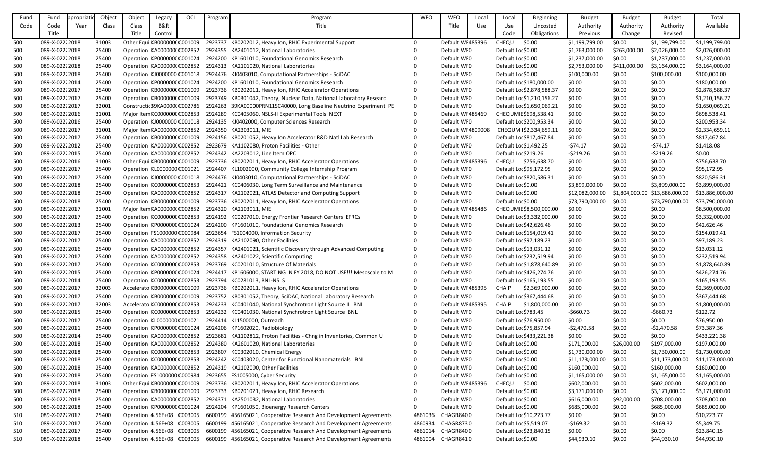| Fund Code | Fund Code Title | Appropriation Year | Object Class | Object Class Title | Legacy B&R Control | OCL | Program | Program Title | WFO | WFO Title | Local Use | Local Use Code | Beginning Uncosted Obligations | Budget Authority Previous | Budget Authority Change | Budget Authority Revised | Total Available |
|---|---|---|---|---|---|---|---|---|---|---|---|---|---|---|---|---|---|
| 500 | 089-X-0222 | 2018 | 31003 | Other Equi | KB000000C | C001009 | 2923737 | KB0202012, Heavy Ion, RHIC Experimental Support | 0 | Default WF | 485396 | CHEQU | $0.00 | $1,199,799.00 | $0.00 | $1,199,799.00 | $1,199,799.00 |
| 500 | 089-X-0222 | 2018 | 25400 | Operation | KA000000C | C002852 | 2924355 | KA2401012, National Laboratories | 0 | Default WF | 0 | Default Loc | $0.00 | $1,763,000.00 | $263,000.00 | $2,026,000.00 | $2,026,000.00 |
| 500 | 089-X-0222 | 2018 | 25400 | Operation | KP000000C | C001024 | 2924200 | KP1601010, Foundational Genomics Research | 0 | Default WF | 0 | Default Loc | $0.00 | $1,237,000.00 | $0.00 | $1,237,000.00 | $1,237,000.00 |
| 500 | 089-X-0222 | 2018 | 25400 | Operation | KA000000C | C002852 | 2924313 | KA2101020, National Laboratories | 0 | Default WF | 0 | Default Loc | $0.00 | $2,753,000.00 | $411,000.00 | $3,164,000.00 | $3,164,000.00 |
| 500 | 089-X-0222 | 2018 | 25400 | Operation | KJ0000000 | C001018 | 2924476 | KJ0403010, Computational Partnerships - SciDAC | 0 | Default WF | 0 | Default Loc | $0.00 | $100,000.00 | $0.00 | $100,000.00 | $100,000.00 |
| 500 | 089-X-0222 | 2014 | 25400 | Operation | KP000000C | C001024 | 2924200 | KP1601010, Foundational Genomics Research | 0 | Default WF | 0 | Default Loc | $180,000.00 | $0.00 | $0.00 | $0.00 | $180,000.00 |
| 500 | 089-X-0222 | 2017 | 25400 | Operation | KB000000C | C001009 | 2923736 | KB0202011, Heavy Ion, RHIC Accelerator Operations | 0 | Default WF | 0 | Default Loc | $2,878,588.37 | $0.00 | $0.00 | $0.00 | $2,878,588.37 |
| 500 | 089-X-0222 | 2017 | 25400 | Operation | KB000000C | C001009 | 2923749 | KB0301042, Theory, Nuclear Data, National Laboratory Researc | 0 | Default WF | 0 | Default Loc | $1,210,156.27 | $0.00 | $0.00 | $0.00 | $1,210,156.27 |
| 500 | 089-X-0222 | 2017 | 32001 | Constructi | 39KA0000C | C002786 | 2924263 | 39KA00000PRN11SC40000, Long Baseline Neutrino Experiment PE | 0 | Default WF | 0 | Default Loc | $1,650,069.21 | $0.00 | $0.00 | $0.00 | $1,650,069.21 |
| 500 | 089-X-0222 | 2016 | 31001 | Major Item | KC000000C | C002853 | 2924289 | KC0405060, NSLS-II Experimental Tools NEXT | 0 | Default WF | 485469 | CHEQUMIE | $698,538.41 | $0.00 | $0.00 | $0.00 | $698,538.41 |
| 500 | 089-X-0222 | 2016 | 25400 | Operation | KJ0000000 | C001018 | 2924135 | KJ0402000, Computer Sciences Research | 0 | Default WF | 0 | Default Loc | $200,953.34 | $0.00 | $0.00 | $0.00 | $200,953.34 |
| 500 | 089-X-0222 | 2017 | 31001 | Major Item | KA000000C | C002852 | 2924350 | KA2303011, MIE | 0 | Default WF | 4809008 | CHEQUMII | $2,334,659.11 | $0.00 | $0.00 | $0.00 | $2,334,659.11 |
| 500 | 089-X-0222 | 2017 | 25400 | Operation | KB000000C | C001009 | 2924156 | KB0201052, Heavy Ion Accelerator R&D Natl Lab Research | 0 | Default WF | 0 | Default Loc | $817,467.84 | $0.00 | $0.00 | $0.00 | $817,467.84 |
| 500 | 089-X-0222 | 2012 | 25400 | Operation | KA000000C | C002852 | 2923679 | KA1102080, Proton Facilities - Other | 0 | Default WF | 0 | Default Loc | $1,492.25 | -$74.17 | $0.00 | -$74.17 | $1,418.08 |
| 500 | 089-X-0222 | 2015 | 25400 | Operation | KA000000C | C002852 | 2924342 | KA2203012, Line Item OPC | 0 | Default WF | 0 | Default Loc | $219.26 | -$219.26 | $0.00 | -$219.26 | $0.00 |
| 500 | 089-X-0222 | 2016 | 31003 | Other Equi | KB000000C | C001009 | 2923736 | KB0202011, Heavy Ion, RHIC Accelerator Operations | 0 | Default WF | 485396 | CHEQU | $756,638.70 | $0.00 | $0.00 | $0.00 | $756,638.70 |
| 500 | 089-X-0222 | 2017 | 25400 | Operation | KL000000C | C001021 | 2924407 | KL1002000, Community College Internship Program | 0 | Default WF | 0 | Default Loc | $95,172.95 | $0.00 | $0.00 | $0.00 | $95,172.95 |
| 500 | 089-X-0222 | 2017 | 25400 | Operation | KJ0000000 | C001018 | 2924476 | KJ0403010, Computational Partnerships - SciDAC | 0 | Default WF | 0 | Default Loc | $820,586.31 | $0.00 | $0.00 | $0.00 | $820,586.31 |
| 500 | 089-X-0222 | 2018 | 25400 | Operation | KC000000C | C002853 | 2924421 | KC0406030, Long Term Surveillance and Maintenance | 0 | Default WF | 0 | Default Loc | $0.00 | $3,899,000.00 | $0.00 | $3,899,000.00 | $3,899,000.00 |
| 500 | 089-X-0222 | 2018 | 25400 | Operation | KA000000C | C002852 | 2924317 | KA2102021, ATLAS Detector and Computing Support | 0 | Default WF | 0 | Default Loc | $0.00 | $12,082,000.00 | $1,804,000.00 | $13,886,000.00 | $13,886,000.00 |
| 500 | 089-X-0222 | 2018 | 25400 | Operation | KB000000C | C001009 | 2923736 | KB0202011, Heavy Ion, RHIC Accelerator Operations | 0 | Default WF | 0 | Default Loc | $0.00 | $73,790,000.00 | $0.00 | $73,790,000.00 | $73,790,000.00 |
| 500 | 089-X-0222 | 2017 | 31001 | Major Item | KA000000C | C002852 | 2924320 | KA2103011, MIE | 0 | Default WF | 485486 | CHEQUMIE | $8,500,000.00 | $0.00 | $0.00 | $0.00 | $8,500,000.00 |
| 500 | 089-X-0222 | 2017 | 25400 | Operation | KC000000C | C002853 | 2924192 | KC0207010, Energy Frontier Research Centers EFRCs | 0 | Default WF | 0 | Default Loc | $3,332,000.00 | $0.00 | $0.00 | $0.00 | $3,332,000.00 |
| 500 | 089-X-0222 | 2013 | 25400 | Operation | KP000000C | C001024 | 2924200 | KP1601010, Foundational Genomics Research | 0 | Default WF | 0 | Default Loc | $42,626.46 | $0.00 | $0.00 | $0.00 | $42,626.46 |
| 500 | 089-X-0222 | 2017 | 25400 | Operation | FS1000000 | C000984 | 2923654 | FS1004000, Information Security | 0 | Default WF | 0 | Default Loc | $154,019.41 | $0.00 | $0.00 | $0.00 | $154,019.41 |
| 500 | 089-X-0222 | 2017 | 25400 | Operation | KA000000C | C002852 | 2924319 | KA2102090, Other Facilities | 0 | Default WF | 0 | Default Loc | $97,189.23 | $0.00 | $0.00 | $0.00 | $97,189.23 |
| 500 | 089-X-0222 | 2016 | 25400 | Operation | KA000000C | C002852 | 2924357 | KA2401021, Scientific Discovery through Advanced Computing | 0 | Default WF | 0 | Default Loc | $13,031.12 | $0.00 | $0.00 | $0.00 | $13,031.12 |
| 500 | 089-X-0222 | 2017 | 25400 | Operation | KA000000C | C002852 | 2924358 | KA2401022, Scientific Computing | 0 | Default WF | 0 | Default Loc | $232,519.94 | $0.00 | $0.00 | $0.00 | $232,519.94 |
| 500 | 089-X-0222 | 2017 | 25400 | Operation | KC000000C | C002853 | 2923769 | KC0201010, Structure Of Materials | 0 | Default WF | 0 | Default Loc | $1,878,640.89 | $0.00 | $0.00 | $0.00 | $1,878,640.89 |
| 500 | 089-X-0222 | 2015 | 25400 | Operation | KP000000C | C001024 | 2924417 | KP1606000, STARTING IN FY 2018, DO NOT USE!!! Mesoscale to M | 0 | Default WF | 0 | Default Loc | $426,274.76 | $0.00 | $0.00 | $0.00 | $426,274.76 |
| 500 | 089-X-0222 | 2014 | 25400 | Operation | KC000000C | C002853 | 2923794 | KC0281013, BNL-NSLS | 0 | Default WF | 0 | Default Loc | $165,193.55 | $0.00 | $0.00 | $0.00 | $165,193.55 |
| 500 | 089-X-0222 | 2017 | 32003 | Accelerato | KB000000C | C001009 | 2923736 | KB0202011, Heavy Ion, RHIC Accelerator Operations | 0 | Default WF | 485395 | CHAIP | $2,369,000.00 | $0.00 | $0.00 | $0.00 | $2,369,000.00 |
| 500 | 089-X-0222 | 2017 | 25400 | Operation | KB000000C | C001009 | 2923752 | KB0301052, Theory, SciDAC, National Laboratory Research | 0 | Default WF | 0 | Default Loc | $367,444.68 | $0.00 | $0.00 | $0.00 | $367,444.68 |
| 500 | 089-X-0222 | 2017 | 32003 | Accelerato | KC000000C | C002853 | 2924233 | KC0401040, National Synchrotron Light Source II BNL | 0 | Default WF | 485395 | CHAIP | $1,800,000.00 | $0.00 | $0.00 | $0.00 | $1,800,000.00 |
| 500 | 089-X-0222 | 2015 | 25400 | Operation | KC000000C | C002853 | 2924232 | KC0401030, National Synchrotron Light Source BNL | 0 | Default WF | 0 | Default Loc | $783.45 | -$660.73 | $0.00 | -$660.73 | $122.72 |
| 500 | 089-X-0222 | 2017 | 25400 | Operation | KL000000C | C001021 | 2924414 | KL1500000, Outreach | 0 | Default WF | 0 | Default Loc | $76,950.00 | $0.00 | $0.00 | $0.00 | $76,950.00 |
| 500 | 089-X-0222 | 2011 | 25400 | Operation | KP000000C | C001024 | 2924206 | KP1602020, Radiobiology | 0 | Default WF | 0 | Default Loc | $75,857.94 | -$2,470.58 | $0.00 | -$2,470.58 | $73,387.36 |
| 500 | 089-X-0222 | 2014 | 25400 | Operation | KA000000C | C002852 | 2923681 | KA1102812, Proton Facilities - Chng in Inventories, Common U | 0 | Default WF | 0 | Default Loc | $433,221.38 | $0.00 | $0.00 | $0.00 | $433,221.38 |
| 500 | 089-X-0222 | 2018 | 25400 | Operation | KA000000C | C002852 | 2924380 | KA2601020, National Laboratories | 0 | Default WF | 0 | Default Loc | $0.00 | $171,000.00 | $26,000.00 | $197,000.00 | $197,000.00 |
| 500 | 089-X-0222 | 2018 | 25400 | Operation | KC000000C | C002853 | 2923807 | KC0302010, Chemical Energy | 0 | Default WF | 0 | Default Loc | $0.00 | $1,730,000.00 | $0.00 | $1,730,000.00 | $1,730,000.00 |
| 500 | 089-X-0222 | 2018 | 25400 | Operation | KC000000C | C002853 | 2924242 | KC0403020, Center for Functional Nanomaterials BNL | 0 | Default WF | 0 | Default Loc | $0.00 | $11,173,000.00 | $0.00 | $11,173,000.00 | $11,173,000.00 |
| 500 | 089-X-0222 | 2018 | 25400 | Operation | KA000000C | C002852 | 2924319 | KA2102090, Other Facilities | 0 | Default WF | 0 | Default Loc | $0.00 | $160,000.00 | $0.00 | $160,000.00 | $160,000.00 |
| 500 | 089-X-0222 | 2018 | 25400 | Operation | FS1000000 | C000984 | 2923655 | FS1005000, Cyber Security | 0 | Default WF | 0 | Default Loc | $0.00 | $1,165,000.00 | $0.00 | $1,165,000.00 | $1,165,000.00 |
| 500 | 089-X-0222 | 2018 | 31003 | Other Equi | KB000000C | C001009 | 2923736 | KB0202011, Heavy Ion, RHIC Accelerator Operations | 0 | Default WF | 485396 | CHEQU | $0.00 | $602,000.00 | $0.00 | $602,000.00 | $602,000.00 |
| 500 | 089-X-0222 | 2018 | 25400 | Operation | KB000000C | C001009 | 2923733 | KB0201021, Heavy Ion, RHIC Research | 0 | Default WF | 0 | Default Loc | $0.00 | $3,171,000.00 | $0.00 | $3,171,000.00 | $3,171,000.00 |
| 500 | 089-X-0222 | 2018 | 25400 | Operation | KA000000C | C002852 | 2924371 | KA2501032, National Laboratories | 0 | Default WF | 0 | Default Loc | $0.00 | $616,000.00 | $92,000.00 | $708,000.00 | $708,000.00 |
| 500 | 089-X-0222 | 2018 | 25400 | Operation | KP000000C | C001024 | 2924204 | KP1601050, Bioenergy Research Centers | 0 | Default WF | 0 | Default Loc | $0.00 | $685,000.00 | $0.00 | $685,000.00 | $685,000.00 |
| 510 | 089-X-0222 | 2017 | 25400 | Operation | 4.56E+08 | C003005 | 6600199 | 456165021, Cooperative Research And Development Agreements | 4861036 | CHAGR840 | 0 | Default Loc | $10,223.77 | $0.00 | $0.00 | $0.00 | $10,223.77 |
| 510 | 089-X-0222 | 2017 | 25400 | Operation | 4.56E+08 | C003005 | 6600199 | 456165021, Cooperative Research And Development Agreements | 4860934 | CHAGR873 | 0 | Default Loc | $5,519.07 | -$169.32 | $0.00 | -$169.32 | $5,349.75 |
| 510 | 089-X-0222 | 2017 | 25400 | Operation | 4.56E+08 | C003005 | 6600199 | 456165021, Cooperative Research And Development Agreements | 4861014 | CHAGR840 | 0 | Default Loc | $23,840.15 | $0.00 | $0.00 | $0.00 | $23,840.15 |
| 510 | 089-X-0222 | 2018 | 25400 | Operation | 4.56E+08 | C003005 | 6600199 | 456165021, Cooperative Research And Development Agreements | 4861004 | CHAGR841 | 0 | Default Loc | $0.00 | $44,930.10 | $0.00 | $44,930.10 | $44,930.10 |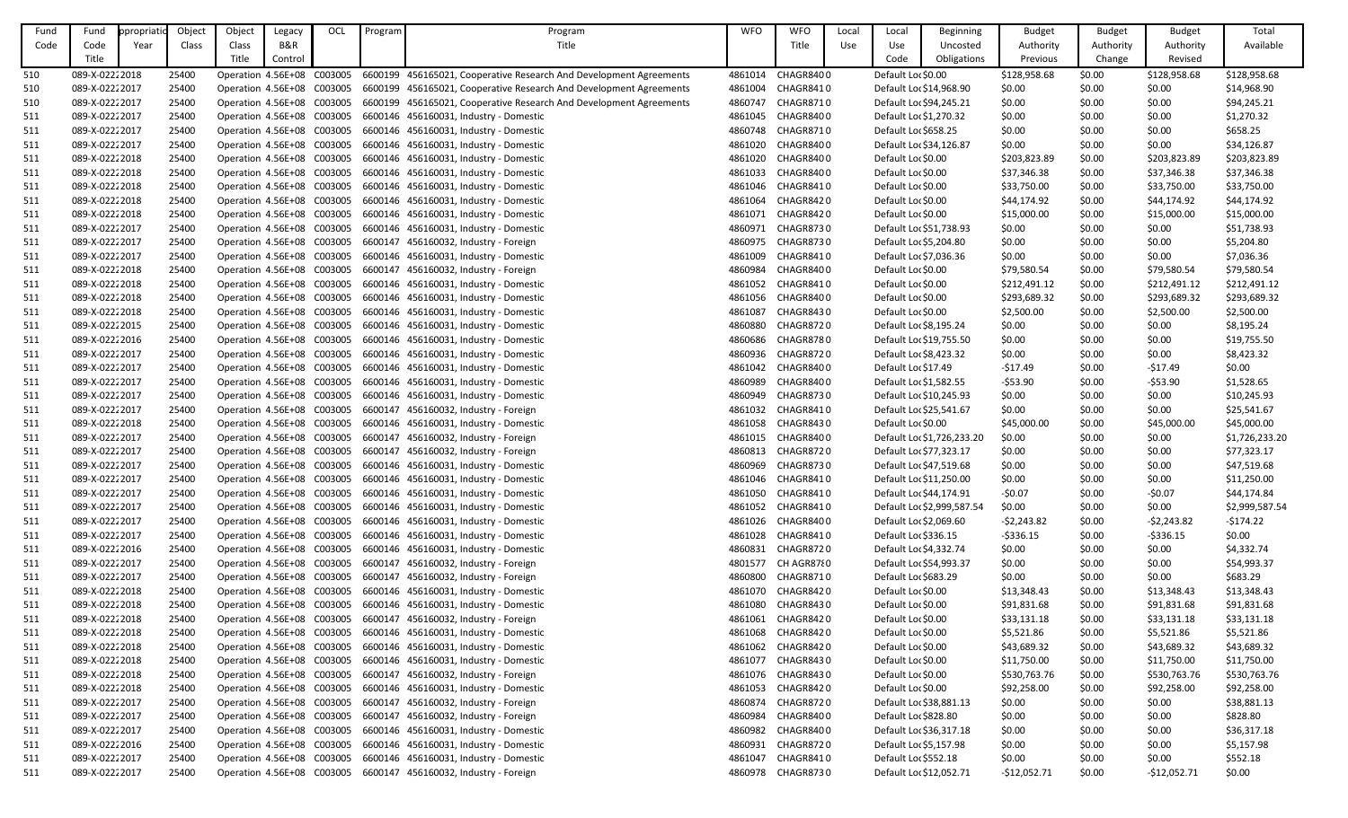| Fund Code | Fund Code Title | Appropriation Year | Object Class | Object Class Title | Legacy B&R Control | OCL | Program | Program Title | WFO | WFO Title | Local Use | Local Use Code | Beginning Uncosted Obligations | Budget Authority Previous | Budget Authority Change | Budget Authority Revised | Total Available |
|---|---|---|---|---|---|---|---|---|---|---|---|---|---|---|---|---|---|
| 510 | 089-X-0222 | 2018 | 25400 | Operation | 4.56E+08 | C003005 | 6600199 | 456165021, Cooperative Research And Development Agreements | 4861014 | CHAGR840 | 0 | Default Loc | $0.00 | $128,958.68 | $0.00 | $128,958.68 | $128,958.68 |
| 510 | 089-X-0222 | 2017 | 25400 | Operation | 4.56E+08 | C003005 | 6600199 | 456165021, Cooperative Research And Development Agreements | 4861004 | CHAGR841 | 0 | Default Loc | $14,968.90 | $0.00 | $0.00 | $0.00 | $14,968.90 |
| 510 | 089-X-0222 | 2017 | 25400 | Operation | 4.56E+08 | C003005 | 6600199 | 456165021, Cooperative Research And Development Agreements | 4860747 | CHAGR871 | 0 | Default Loc | $94,245.21 | $0.00 | $0.00 | $0.00 | $94,245.21 |
| 511 | 089-X-0222 | 2017 | 25400 | Operation | 4.56E+08 | C003005 | 6600146 | 456160031, Industry - Domestic | 4861045 | CHAGR840 | 0 | Default Loc | $1,270.32 | $0.00 | $0.00 | $0.00 | $1,270.32 |
| 511 | 089-X-0222 | 2017 | 25400 | Operation | 4.56E+08 | C003005 | 6600146 | 456160031, Industry - Domestic | 4860748 | CHAGR871 | 0 | Default Loc | $658.25 | $0.00 | $0.00 | $0.00 | $658.25 |
| 511 | 089-X-0222 | 2017 | 25400 | Operation | 4.56E+08 | C003005 | 6600146 | 456160031, Industry - Domestic | 4861020 | CHAGR840 | 0 | Default Loc | $34,126.87 | $0.00 | $0.00 | $0.00 | $34,126.87 |
| 511 | 089-X-0222 | 2018 | 25400 | Operation | 4.56E+08 | C003005 | 6600146 | 456160031, Industry - Domestic | 4861020 | CHAGR840 | 0 | Default Loc | $0.00 | $203,823.89 | $0.00 | $203,823.89 | $203,823.89 |
| 511 | 089-X-0222 | 2018 | 25400 | Operation | 4.56E+08 | C003005 | 6600146 | 456160031, Industry - Domestic | 4861033 | CHAGR840 | 0 | Default Loc | $0.00 | $37,346.38 | $0.00 | $37,346.38 | $37,346.38 |
| 511 | 089-X-0222 | 2018 | 25400 | Operation | 4.56E+08 | C003005 | 6600146 | 456160031, Industry - Domestic | 4861046 | CHAGR841 | 0 | Default Loc | $0.00 | $33,750.00 | $0.00 | $33,750.00 | $33,750.00 |
| 511 | 089-X-0222 | 2018 | 25400 | Operation | 4.56E+08 | C003005 | 6600146 | 456160031, Industry - Domestic | 4861064 | CHAGR842 | 0 | Default Loc | $0.00 | $44,174.92 | $0.00 | $44,174.92 | $44,174.92 |
| 511 | 089-X-0222 | 2018 | 25400 | Operation | 4.56E+08 | C003005 | 6600146 | 456160031, Industry - Domestic | 4861071 | CHAGR842 | 0 | Default Loc | $0.00 | $15,000.00 | $0.00 | $15,000.00 | $15,000.00 |
| 511 | 089-X-0222 | 2017 | 25400 | Operation | 4.56E+08 | C003005 | 6600146 | 456160031, Industry - Domestic | 4860971 | CHAGR873 | 0 | Default Loc | $51,738.93 | $0.00 | $0.00 | $0.00 | $51,738.93 |
| 511 | 089-X-0222 | 2017 | 25400 | Operation | 4.56E+08 | C003005 | 6600147 | 456160032, Industry - Foreign | 4860975 | CHAGR873 | 0 | Default Loc | $5,204.80 | $0.00 | $0.00 | $0.00 | $5,204.80 |
| 511 | 089-X-0222 | 2017 | 25400 | Operation | 4.56E+08 | C003005 | 6600146 | 456160031, Industry - Domestic | 4861009 | CHAGR841 | 0 | Default Loc | $7,036.36 | $0.00 | $0.00 | $0.00 | $7,036.36 |
| 511 | 089-X-0222 | 2018 | 25400 | Operation | 4.56E+08 | C003005 | 6600147 | 456160032, Industry - Foreign | 4860984 | CHAGR840 | 0 | Default Loc | $0.00 | $79,580.54 | $0.00 | $79,580.54 | $79,580.54 |
| 511 | 089-X-0222 | 2018 | 25400 | Operation | 4.56E+08 | C003005 | 6600146 | 456160031, Industry - Domestic | 4861052 | CHAGR841 | 0 | Default Loc | $0.00 | $212,491.12 | $0.00 | $212,491.12 | $212,491.12 |
| 511 | 089-X-0222 | 2018 | 25400 | Operation | 4.56E+08 | C003005 | 6600146 | 456160031, Industry - Domestic | 4861056 | CHAGR840 | 0 | Default Loc | $0.00 | $293,689.32 | $0.00 | $293,689.32 | $293,689.32 |
| 511 | 089-X-0222 | 2018 | 25400 | Operation | 4.56E+08 | C003005 | 6600146 | 456160031, Industry - Domestic | 4861087 | CHAGR843 | 0 | Default Loc | $0.00 | $2,500.00 | $0.00 | $2,500.00 | $2,500.00 |
| 511 | 089-X-0222 | 2015 | 25400 | Operation | 4.56E+08 | C003005 | 6600146 | 456160031, Industry - Domestic | 4860880 | CHAGR872 | 0 | Default Loc | $8,195.24 | $0.00 | $0.00 | $0.00 | $8,195.24 |
| 511 | 089-X-0222 | 2016 | 25400 | Operation | 4.56E+08 | C003005 | 6600146 | 456160031, Industry - Domestic | 4860686 | CHAGR878 | 0 | Default Loc | $19,755.50 | $0.00 | $0.00 | $0.00 | $19,755.50 |
| 511 | 089-X-0222 | 2017 | 25400 | Operation | 4.56E+08 | C003005 | 6600146 | 456160031, Industry - Domestic | 4860936 | CHAGR872 | 0 | Default Loc | $8,423.32 | $0.00 | $0.00 | $0.00 | $8,423.32 |
| 511 | 089-X-0222 | 2017 | 25400 | Operation | 4.56E+08 | C003005 | 6600146 | 456160031, Industry - Domestic | 4861042 | CHAGR840 | 0 | Default Loc | $17.49 | -$17.49 | $0.00 | -$17.49 | $0.00 |
| 511 | 089-X-0222 | 2017 | 25400 | Operation | 4.56E+08 | C003005 | 6600146 | 456160031, Industry - Domestic | 4860989 | CHAGR840 | 0 | Default Loc | $1,582.55 | -$53.90 | $0.00 | -$53.90 | $1,528.65 |
| 511 | 089-X-0222 | 2017 | 25400 | Operation | 4.56E+08 | C003005 | 6600146 | 456160031, Industry - Domestic | 4860949 | CHAGR873 | 0 | Default Loc | $10,245.93 | $0.00 | $0.00 | $0.00 | $10,245.93 |
| 511 | 089-X-0222 | 2017 | 25400 | Operation | 4.56E+08 | C003005 | 6600147 | 456160032, Industry - Foreign | 4861032 | CHAGR841 | 0 | Default Loc | $25,541.67 | $0.00 | $0.00 | $0.00 | $25,541.67 |
| 511 | 089-X-0222 | 2018 | 25400 | Operation | 4.56E+08 | C003005 | 6600146 | 456160031, Industry - Domestic | 4861058 | CHAGR843 | 0 | Default Loc | $0.00 | $45,000.00 | $0.00 | $45,000.00 | $45,000.00 |
| 511 | 089-X-0222 | 2017 | 25400 | Operation | 4.56E+08 | C003005 | 6600147 | 456160032, Industry - Foreign | 4861015 | CHAGR840 | 0 | Default Loc | $1,726,233.20 | $0.00 | $0.00 | $0.00 | $1,726,233.20 |
| 511 | 089-X-0222 | 2017 | 25400 | Operation | 4.56E+08 | C003005 | 6600147 | 456160032, Industry - Foreign | 4860813 | CHAGR872 | 0 | Default Loc | $77,323.17 | $0.00 | $0.00 | $0.00 | $77,323.17 |
| 511 | 089-X-0222 | 2017 | 25400 | Operation | 4.56E+08 | C003005 | 6600146 | 456160031, Industry - Domestic | 4860969 | CHAGR873 | 0 | Default Loc | $47,519.68 | $0.00 | $0.00 | $0.00 | $47,519.68 |
| 511 | 089-X-0222 | 2017 | 25400 | Operation | 4.56E+08 | C003005 | 6600146 | 456160031, Industry - Domestic | 4861046 | CHAGR841 | 0 | Default Loc | $11,250.00 | $0.00 | $0.00 | $0.00 | $11,250.00 |
| 511 | 089-X-0222 | 2017 | 25400 | Operation | 4.56E+08 | C003005 | 6600146 | 456160031, Industry - Domestic | 4861050 | CHAGR841 | 0 | Default Loc | $44,174.91 | -$0.07 | $0.00 | -$0.07 | $44,174.84 |
| 511 | 089-X-0222 | 2017 | 25400 | Operation | 4.56E+08 | C003005 | 6600146 | 456160031, Industry - Domestic | 4861052 | CHAGR841 | 0 | Default Loc | $2,999,587.54 | $0.00 | $0.00 | $0.00 | $2,999,587.54 |
| 511 | 089-X-0222 | 2017 | 25400 | Operation | 4.56E+08 | C003005 | 6600146 | 456160031, Industry - Domestic | 4861026 | CHAGR840 | 0 | Default Loc | $2,069.60 | -$2,243.82 | $0.00 | -$2,243.82 | -$174.22 |
| 511 | 089-X-0222 | 2017 | 25400 | Operation | 4.56E+08 | C003005 | 6600146 | 456160031, Industry - Domestic | 4861028 | CHAGR841 | 0 | Default Loc | $336.15 | -$336.15 | $0.00 | -$336.15 | $0.00 |
| 511 | 089-X-0222 | 2016 | 25400 | Operation | 4.56E+08 | C003005 | 6600146 | 456160031, Industry - Domestic | 4860831 | CHAGR872 | 0 | Default Loc | $4,332.74 | $0.00 | $0.00 | $0.00 | $4,332.74 |
| 511 | 089-X-0222 | 2017 | 25400 | Operation | 4.56E+08 | C003005 | 6600147 | 456160032, Industry - Foreign | 4801577 | CH AGR87 | 0 | Default Loc | $54,993.37 | $0.00 | $0.00 | $0.00 | $54,993.37 |
| 511 | 089-X-0222 | 2017 | 25400 | Operation | 4.56E+08 | C003005 | 6600147 | 456160032, Industry - Foreign | 4860800 | CHAGR871 | 0 | Default Loc | $683.29 | $0.00 | $0.00 | $0.00 | $683.29 |
| 511 | 089-X-0222 | 2018 | 25400 | Operation | 4.56E+08 | C003005 | 6600146 | 456160031, Industry - Domestic | 4861070 | CHAGR842 | 0 | Default Loc | $0.00 | $13,348.43 | $0.00 | $13,348.43 | $13,348.43 |
| 511 | 089-X-0222 | 2018 | 25400 | Operation | 4.56E+08 | C003005 | 6600146 | 456160031, Industry - Domestic | 4861080 | CHAGR843 | 0 | Default Loc | $0.00 | $91,831.68 | $0.00 | $91,831.68 | $91,831.68 |
| 511 | 089-X-0222 | 2018 | 25400 | Operation | 4.56E+08 | C003005 | 6600147 | 456160032, Industry - Foreign | 4861061 | CHAGR842 | 0 | Default Loc | $0.00 | $33,131.18 | $0.00 | $33,131.18 | $33,131.18 |
| 511 | 089-X-0222 | 2018 | 25400 | Operation | 4.56E+08 | C003005 | 6600146 | 456160031, Industry - Domestic | 4861068 | CHAGR842 | 0 | Default Loc | $0.00 | $5,521.86 | $0.00 | $5,521.86 | $5,521.86 |
| 511 | 089-X-0222 | 2018 | 25400 | Operation | 4.56E+08 | C003005 | 6600146 | 456160031, Industry - Domestic | 4861062 | CHAGR842 | 0 | Default Loc | $0.00 | $43,689.32 | $0.00 | $43,689.32 | $43,689.32 |
| 511 | 089-X-0222 | 2018 | 25400 | Operation | 4.56E+08 | C003005 | 6600146 | 456160031, Industry - Domestic | 4861077 | CHAGR843 | 0 | Default Loc | $0.00 | $11,750.00 | $0.00 | $11,750.00 | $11,750.00 |
| 511 | 089-X-0222 | 2018 | 25400 | Operation | 4.56E+08 | C003005 | 6600147 | 456160032, Industry - Foreign | 4861076 | CHAGR843 | 0 | Default Loc | $0.00 | $530,763.76 | $0.00 | $530,763.76 | $530,763.76 |
| 511 | 089-X-0222 | 2018 | 25400 | Operation | 4.56E+08 | C003005 | 6600146 | 456160031, Industry - Domestic | 4861053 | CHAGR842 | 0 | Default Loc | $0.00 | $92,258.00 | $0.00 | $92,258.00 | $92,258.00 |
| 511 | 089-X-0222 | 2017 | 25400 | Operation | 4.56E+08 | C003005 | 6600147 | 456160032, Industry - Foreign | 4860874 | CHAGR872 | 0 | Default Loc | $38,881.13 | $0.00 | $0.00 | $0.00 | $38,881.13 |
| 511 | 089-X-0222 | 2017 | 25400 | Operation | 4.56E+08 | C003005 | 6600147 | 456160032, Industry - Foreign | 4860984 | CHAGR840 | 0 | Default Loc | $828.80 | $0.00 | $0.00 | $0.00 | $828.80 |
| 511 | 089-X-0222 | 2017 | 25400 | Operation | 4.56E+08 | C003005 | 6600146 | 456160031, Industry - Domestic | 4860982 | CHAGR840 | 0 | Default Loc | $36,317.18 | $0.00 | $0.00 | $0.00 | $36,317.18 |
| 511 | 089-X-0222 | 2016 | 25400 | Operation | 4.56E+08 | C003005 | 6600146 | 456160031, Industry - Domestic | 4860931 | CHAGR872 | 0 | Default Loc | $5,157.98 | $0.00 | $0.00 | $0.00 | $5,157.98 |
| 511 | 089-X-0222 | 2017 | 25400 | Operation | 4.56E+08 | C003005 | 6600146 | 456160031, Industry - Domestic | 4861047 | CHAGR841 | 0 | Default Loc | $552.18 | $0.00 | $0.00 | $0.00 | $552.18 |
| 511 | 089-X-0222 | 2017 | 25400 | Operation | 4.56E+08 | C003005 | 6600147 | 456160032, Industry - Foreign | 4860978 | CHAGR873 | 0 | Default Loc | $12,052.71 | -$12,052.71 | $0.00 | -$12,052.71 | $0.00 |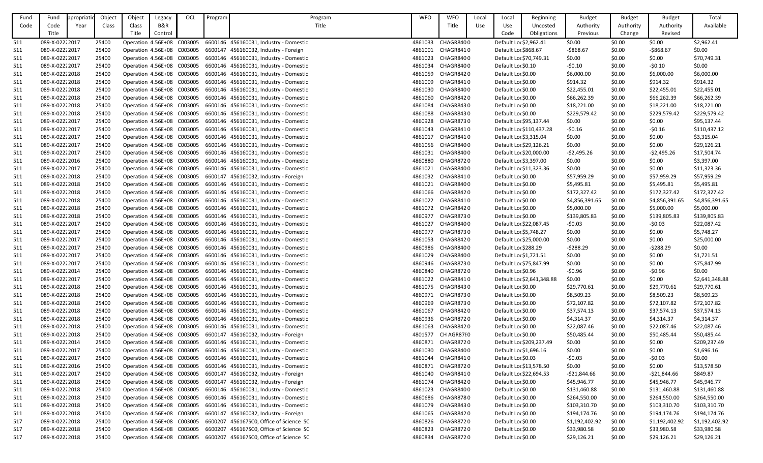| Fund Code | Fund Code Title | Appropriation Year | Object Class | Object Class Title | Legacy B&R Control | OCL | Program | Program Title | WFO | WFO Title | Local Use | Local Use Code | Beginning Uncosted Obligations | Budget Authority Previous | Budget Authority Change | Budget Authority Revised | Total Available |
|---|---|---|---|---|---|---|---|---|---|---|---|---|---|---|---|---|---|
| 511 | 089-X-0222 | 2017 | 25400 | Operation | 4.56E+08 | C003005 | 6600146 | 456160031, Industry - Domestic | 4861033 | CHAGR840 | 0 | Default Loc | $2,962.41 | $0.00 | $0.00 | $0.00 | $2,962.41 |
| 511 | 089-X-0222 | 2017 | 25400 | Operation | 4.56E+08 | C003005 | 6600147 | 456160032, Industry - Foreign | 4861001 | CHAGR841 | 0 | Default Loc | $868.67 | -$868.67 | $0.00 | -$868.67 | $0.00 |
| 511 | 089-X-0222 | 2017 | 25400 | Operation | 4.56E+08 | C003005 | 6600146 | 456160031, Industry - Domestic | 4861023 | CHAGR840 | 0 | Default Loc | $70,749.31 | $0.00 | $0.00 | $0.00 | $70,749.31 |
| 511 | 089-X-0222 | 2017 | 25400 | Operation | 4.56E+08 | C003005 | 6600146 | 456160031, Industry - Domestic | 4861034 | CHAGR840 | 0 | Default Loc | $0.10 | -$0.10 | $0.00 | -$0.10 | $0.00 |
| 511 | 089-X-0222 | 2018 | 25400 | Operation | 4.56E+08 | C003005 | 6600146 | 456160031, Industry - Domestic | 4861059 | CHAGR842 | 0 | Default Loc | $0.00 | $6,000.00 | $0.00 | $6,000.00 | $6,000.00 |
| 511 | 089-X-0222 | 2018 | 25400 | Operation | 4.56E+08 | C003005 | 6600146 | 456160031, Industry - Domestic | 4861009 | CHAGR841 | 0 | Default Loc | $0.00 | $914.32 | $0.00 | $914.32 | $914.32 |
| 511 | 089-X-0222 | 2018 | 25400 | Operation | 4.56E+08 | C003005 | 6600146 | 456160031, Industry - Domestic | 4861030 | CHAGR840 | 0 | Default Loc | $0.00 | $22,455.01 | $0.00 | $22,455.01 | $22,455.01 |
| 511 | 089-X-0222 | 2018 | 25400 | Operation | 4.56E+08 | C003005 | 6600146 | 456160031, Industry - Domestic | 4861060 | CHAGR842 | 0 | Default Loc | $0.00 | $66,262.39 | $0.00 | $66,262.39 | $66,262.39 |
| 511 | 089-X-0222 | 2018 | 25400 | Operation | 4.56E+08 | C003005 | 6600146 | 456160031, Industry - Domestic | 4861084 | CHAGR843 | 0 | Default Loc | $0.00 | $18,221.00 | $0.00 | $18,221.00 | $18,221.00 |
| 511 | 089-X-0222 | 2018 | 25400 | Operation | 4.56E+08 | C003005 | 6600146 | 456160031, Industry - Domestic | 4861088 | CHAGR843 | 0 | Default Loc | $0.00 | $229,579.42 | $0.00 | $229,579.42 | $229,579.42 |
| 511 | 089-X-0222 | 2017 | 25400 | Operation | 4.56E+08 | C003005 | 6600146 | 456160031, Industry - Domestic | 4860928 | CHAGR873 | 0 | Default Loc | $95,137.44 | $0.00 | $0.00 | $0.00 | $95,137.44 |
| 511 | 089-X-0222 | 2017 | 25400 | Operation | 4.56E+08 | C003005 | 6600146 | 456160031, Industry - Domestic | 4861043 | CHAGR841 | 0 | Default Loc | $110,437.28 | -$0.16 | $0.00 | -$0.16 | $110,437.12 |
| 511 | 089-X-0222 | 2017 | 25400 | Operation | 4.56E+08 | C003005 | 6600146 | 456160031, Industry - Domestic | 4861017 | CHAGR841 | 0 | Default Loc | $3,315.04 | $0.00 | $0.00 | $0.00 | $3,315.04 |
| 511 | 089-X-0222 | 2017 | 25400 | Operation | 4.56E+08 | C003005 | 6600146 | 456160031, Industry - Domestic | 4861056 | CHAGR840 | 0 | Default Loc | $29,126.21 | $0.00 | $0.00 | $0.00 | $29,126.21 |
| 511 | 089-X-0222 | 2017 | 25400 | Operation | 4.56E+08 | C003005 | 6600146 | 456160031, Industry - Domestic | 4861031 | CHAGR840 | 0 | Default Loc | $20,000.00 | -$2,495.26 | $0.00 | -$2,495.26 | $17,504.74 |
| 511 | 089-X-0222 | 2016 | 25400 | Operation | 4.56E+08 | C003005 | 6600146 | 456160031, Industry - Domestic | 4860880 | CHAGR872 | 0 | Default Loc | $3,397.00 | $0.00 | $0.00 | $0.00 | $3,397.00 |
| 511 | 089-X-0222 | 2017 | 25400 | Operation | 4.56E+08 | C003005 | 6600146 | 456160031, Industry - Domestic | 4861021 | CHAGR840 | 0 | Default Loc | $11,323.36 | $0.00 | $0.00 | $0.00 | $11,323.36 |
| 511 | 089-X-0222 | 2018 | 25400 | Operation | 4.56E+08 | C003005 | 6600147 | 456160032, Industry - Foreign | 4861032 | CHAGR841 | 0 | Default Loc | $0.00 | $57,959.29 | $0.00 | $57,959.29 | $57,959.29 |
| 511 | 089-X-0222 | 2018 | 25400 | Operation | 4.56E+08 | C003005 | 6600146 | 456160031, Industry - Domestic | 4861021 | CHAGR840 | 0 | Default Loc | $0.00 | $5,495.81 | $0.00 | $5,495.81 | $5,495.81 |
| 511 | 089-X-0222 | 2018 | 25400 | Operation | 4.56E+08 | C003005 | 6600146 | 456160031, Industry - Domestic | 4861066 | CHAGR842 | 0 | Default Loc | $0.00 | $172,327.42 | $0.00 | $172,327.42 | $172,327.42 |
| 511 | 089-X-0222 | 2018 | 25400 | Operation | 4.56E+08 | C003005 | 6600146 | 456160031, Industry - Domestic | 4861022 | CHAGR841 | 0 | Default Loc | $0.00 | $4,856,391.65 | $0.00 | $4,856,391.65 | $4,856,391.65 |
| 511 | 089-X-0222 | 2018 | 25400 | Operation | 4.56E+08 | C003005 | 6600146 | 456160031, Industry - Domestic | 4861072 | CHAGR842 | 0 | Default Loc | $0.00 | $5,000.00 | $0.00 | $5,000.00 | $5,000.00 |
| 511 | 089-X-0222 | 2018 | 25400 | Operation | 4.56E+08 | C003005 | 6600146 | 456160031, Industry - Domestic | 4860977 | CHAGR873 | 0 | Default Loc | $0.00 | $139,805.83 | $0.00 | $139,805.83 | $139,805.83 |
| 511 | 089-X-0222 | 2017 | 25400 | Operation | 4.56E+08 | C003005 | 6600146 | 456160031, Industry - Domestic | 4861027 | CHAGR840 | 0 | Default Loc | $22,087.45 | -$0.03 | $0.00 | -$0.03 | $22,087.42 |
| 511 | 089-X-0222 | 2017 | 25400 | Operation | 4.56E+08 | C003005 | 6600146 | 456160031, Industry - Domestic | 4860977 | CHAGR873 | 0 | Default Loc | $5,748.27 | $0.00 | $0.00 | $0.00 | $5,748.27 |
| 511 | 089-X-0222 | 2017 | 25400 | Operation | 4.56E+08 | C003005 | 6600146 | 456160031, Industry - Domestic | 4861053 | CHAGR842 | 0 | Default Loc | $25,000.00 | $0.00 | $0.00 | $0.00 | $25,000.00 |
| 511 | 089-X-0222 | 2017 | 25400 | Operation | 4.56E+08 | C003005 | 6600146 | 456160031, Industry - Domestic | 4860986 | CHAGR840 | 0 | Default Loc | $288.29 | -$288.29 | $0.00 | -$288.29 | $0.00 |
| 511 | 089-X-0222 | 2017 | 25400 | Operation | 4.56E+08 | C003005 | 6600146 | 456160031, Industry - Domestic | 4861029 | CHAGR840 | 0 | Default Loc | $1,721.51 | $0.00 | $0.00 | $0.00 | $1,721.51 |
| 511 | 089-X-0222 | 2017 | 25400 | Operation | 4.56E+08 | C003005 | 6600146 | 456160031, Industry - Domestic | 4860946 | CHAGR873 | 0 | Default Loc | $75,847.99 | $0.00 | $0.00 | $0.00 | $75,847.99 |
| 511 | 089-X-0222 | 2014 | 25400 | Operation | 4.56E+08 | C003005 | 6600146 | 456160031, Industry - Domestic | 4860840 | CHAGR872 | 0 | Default Loc | $0.96 | -$0.96 | $0.00 | -$0.96 | $0.00 |
| 511 | 089-X-0222 | 2017 | 25400 | Operation | 4.56E+08 | C003005 | 6600146 | 456160031, Industry - Domestic | 4861022 | CHAGR841 | 0 | Default Loc | $2,641,348.88 | $0.00 | $0.00 | $0.00 | $2,641,348.88 |
| 511 | 089-X-0222 | 2018 | 25400 | Operation | 4.56E+08 | C003005 | 6600146 | 456160031, Industry - Domestic | 4861075 | CHAGR843 | 0 | Default Loc | $0.00 | $29,770.61 | $0.00 | $29,770.61 | $29,770.61 |
| 511 | 089-X-0222 | 2018 | 25400 | Operation | 4.56E+08 | C003005 | 6600146 | 456160031, Industry - Domestic | 4860971 | CHAGR873 | 0 | Default Loc | $0.00 | $8,509.23 | $0.00 | $8,509.23 | $8,509.23 |
| 511 | 089-X-0222 | 2018 | 25400 | Operation | 4.56E+08 | C003005 | 6600146 | 456160031, Industry - Domestic | 4860969 | CHAGR873 | 0 | Default Loc | $0.00 | $72,107.82 | $0.00 | $72,107.82 | $72,107.82 |
| 511 | 089-X-0222 | 2018 | 25400 | Operation | 4.56E+08 | C003005 | 6600146 | 456160031, Industry - Domestic | 4861067 | CHAGR842 | 0 | Default Loc | $0.00 | $37,574.13 | $0.00 | $37,574.13 | $37,574.13 |
| 511 | 089-X-0222 | 2018 | 25400 | Operation | 4.56E+08 | C003005 | 6600146 | 456160031, Industry - Domestic | 4860936 | CHAGR872 | 0 | Default Loc | $0.00 | $4,314.37 | $0.00 | $4,314.37 | $4,314.37 |
| 511 | 089-X-0222 | 2018 | 25400 | Operation | 4.56E+08 | C003005 | 6600146 | 456160031, Industry - Domestic | 4861063 | CHAGR842 | 0 | Default Loc | $0.00 | $22,087.46 | $0.00 | $22,087.46 | $22,087.46 |
| 511 | 089-X-0222 | 2018 | 25400 | Operation | 4.56E+08 | C003005 | 6600147 | 456160032, Industry - Foreign | 4801577 | CH AGR87 | 0 | Default Loc | $0.00 | $50,485.44 | $0.00 | $50,485.44 | $50,485.44 |
| 511 | 089-X-0222 | 2014 | 25400 | Operation | 4.56E+08 | C003005 | 6600146 | 456160031, Industry - Domestic | 4860871 | CHAGR872 | 0 | Default Loc | $209,237.49 | $0.00 | $0.00 | $0.00 | $209,237.49 |
| 511 | 089-X-0222 | 2017 | 25400 | Operation | 4.56E+08 | C003005 | 6600146 | 456160031, Industry - Domestic | 4861030 | CHAGR840 | 0 | Default Loc | $1,696.16 | $0.00 | $0.00 | $0.00 | $1,696.16 |
| 511 | 089-X-0222 | 2017 | 25400 | Operation | 4.56E+08 | C003005 | 6600146 | 456160031, Industry - Domestic | 4861044 | CHAGR841 | 0 | Default Loc | $0.03 | -$0.03 | $0.00 | -$0.03 | $0.00 |
| 511 | 089-X-0222 | 2016 | 25400 | Operation | 4.56E+08 | C003005 | 6600146 | 456160031, Industry - Domestic | 4860871 | CHAGR872 | 0 | Default Loc | $13,578.50 | $0.00 | $0.00 | $0.00 | $13,578.50 |
| 511 | 089-X-0222 | 2017 | 25400 | Operation | 4.56E+08 | C003005 | 6600147 | 456160032, Industry - Foreign | 4861040 | CHAGR841 | 0 | Default Loc | $22,694.53 | -$21,844.66 | $0.00 | -$21,844.66 | $849.87 |
| 511 | 089-X-0222 | 2018 | 25400 | Operation | 4.56E+08 | C003005 | 6600147 | 456160032, Industry - Foreign | 4861074 | CHAGR842 | 0 | Default Loc | $0.00 | $45,946.77 | $0.00 | $45,946.77 | $45,946.77 |
| 511 | 089-X-0222 | 2018 | 25400 | Operation | 4.56E+08 | C003005 | 6600146 | 456160031, Industry - Domestic | 4861023 | CHAGR840 | 0 | Default Loc | $0.00 | $131,460.88 | $0.00 | $131,460.88 | $131,460.88 |
| 511 | 089-X-0222 | 2018 | 25400 | Operation | 4.56E+08 | C003005 | 6600146 | 456160031, Industry - Domestic | 4860686 | CHAGR878 | 0 | Default Loc | $0.00 | $264,550.00 | $0.00 | $264,550.00 | $264,550.00 |
| 511 | 089-X-0222 | 2018 | 25400 | Operation | 4.56E+08 | C003005 | 6600146 | 456160031, Industry - Domestic | 4861079 | CHAGR843 | 0 | Default Loc | $0.00 | $103,310.70 | $0.00 | $103,310.70 | $103,310.70 |
| 511 | 089-X-0222 | 2018 | 25400 | Operation | 4.56E+08 | C003005 | 6600147 | 456160032, Industry - Foreign | 4861065 | CHAGR842 | 0 | Default Loc | $0.00 | $194,174.76 | $0.00 | $194,174.76 | $194,174.76 |
| 517 | 089-X-0222 | 2018 | 25400 | Operation | 4.56E+08 | C003005 | 6600207 | 456167SC0, Office of Science SC | 4860826 | CHAGR872 | 0 | Default Loc | $0.00 | $1,192,402.92 | $0.00 | $1,192,402.92 | $1,192,402.92 |
| 517 | 089-X-0222 | 2018 | 25400 | Operation | 4.56E+08 | C003005 | 6600207 | 456167SC0, Office of Science SC | 4860823 | CHAGR872 | 0 | Default Loc | $0.00 | $33,980.58 | $0.00 | $33,980.58 | $33,980.58 |
| 517 | 089-X-0222 | 2018 | 25400 | Operation | 4.56E+08 | C003005 | 6600207 | 456167SC0, Office of Science SC | 4860834 | CHAGR872 | 0 | Default Loc | $0.00 | $29,126.21 | $0.00 | $29,126.21 | $29,126.21 |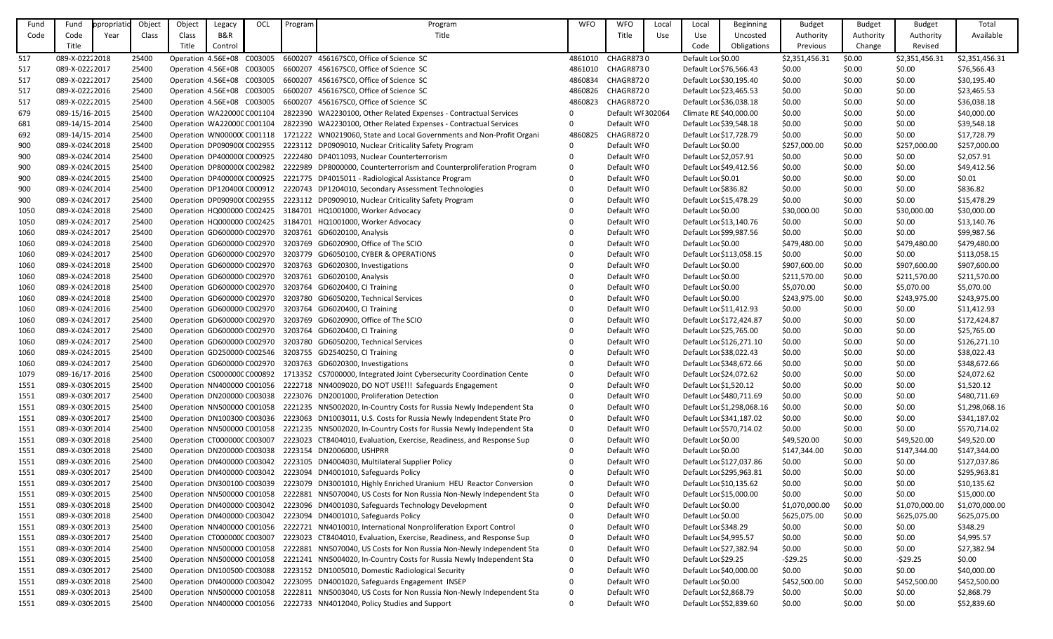| Fund Code | Fund Code Title | Appropriation Year | Object Class | Object Class Title | Legacy B&R Control | OCL | Program | Program Title | WFO | WFO Title | Local Use | Local Use Code | Beginning Uncosted Obligations | Budget Authority Previous | Budget Authority Change | Budget Authority Revised | Total Available |
|---|---|---|---|---|---|---|---|---|---|---|---|---|---|---|---|---|---|
| 517 | 089-X-0222 | 2018 | 25400 | Operation | 4.56E+08 | C003005 | 6600207 | 456167SC0, Office of Science SC | 4861010 | CHAGR873 | 0 | Default Loc | $0.00 | $2,351,456.31 | $0.00 | $2,351,456.31 | $2,351,456.31 |
| 517 | 089-X-0222 | 2017 | 25400 | Operation | 4.56E+08 | C003005 | 6600207 | 456167SC0, Office of Science SC | 4861010 | CHAGR873 | 0 | Default Loc | $76,566.43 | $0.00 | $0.00 | $0.00 | $76,566.43 |
| 517 | 089-X-0222 | 2017 | 25400 | Operation | 4.56E+08 | C003005 | 6600207 | 456167SC0, Office of Science SC | 4860834 | CHAGR872 | 0 | Default Loc | $30,195.40 | $0.00 | $0.00 | $0.00 | $30,195.40 |
| 517 | 089-X-0222 | 2016 | 25400 | Operation | 4.56E+08 | C003005 | 6600207 | 456167SC0, Office of Science SC | 4860826 | CHAGR872 | 0 | Default Loc | $23,465.53 | $0.00 | $0.00 | $0.00 | $23,465.53 |
| 517 | 089-X-0222 | 2015 | 25400 | Operation | 4.56E+08 | C003005 | 6600207 | 456167SC0, Office of Science SC | 4860823 | CHAGR872 | 0 | Default Loc | $36,038.18 | $0.00 | $0.00 | $0.00 | $36,038.18 |
| 679 | 089-15/16- | 2015 | 25400 | Operation | WA22000C | C001104 | 2822390 | WA2230100, Other Related Expenses - Contractual Services | 0 | Default WF | 302064 | Climate RE | $40,000.00 | $0.00 | $0.00 | $0.00 | $40,000.00 |
| 681 | 089-14/15- | 2014 | 25400 | Operation | WA22000C | C001104 | 2822390 | WA2230100, Other Related Expenses - Contractual Services | 0 | Default WF | 0 | Default Loc | $39,548.18 | $0.00 | $0.00 | $0.00 | $39,548.18 |
| 692 | 089-14/15- | 2014 | 25400 | Operation | WN00000C | C001118 | 1721222 | WN0219060, State and Local Governments and Non-Profit Organi | 4860825 | CHAGR872 | 0 | Default Loc | $17,728.79 | $0.00 | $0.00 | $0.00 | $17,728.79 |
| 900 | 089-X-024( | 2018 | 25400 | Operation | DP090900( | C002955 | 2223112 | DP0909010, Nuclear Criticality Safety Program | 0 | Default WF | 0 | Default Loc | $0.00 | $257,000.00 | $0.00 | $257,000.00 | $257,000.00 |
| 900 | 089-X-024( | 2014 | 25400 | Operation | DP400000( | C000925 | 2222480 | DP4011093, Nuclear Counterterrorism | 0 | Default WF | 0 | Default Loc | $2,057.91 | $0.00 | $0.00 | $0.00 | $2,057.91 |
| 900 | 089-X-024( | 2015 | 25400 | Operation | DP800000( | C002982 | 2222989 | DP8000000, Counterterrorism and Counterproliferation Program | 0 | Default WF | 0 | Default Loc | $49,412.56 | $0.00 | $0.00 | $0.00 | $49,412.56 |
| 900 | 089-X-024( | 2015 | 25400 | Operation | DP400000( | C000925 | 2221775 | DP4015011 - Radiological Assistance Program | 0 | Default WF | 0 | Default Loc | $0.01 | $0.00 | $0.00 | $0.00 | $0.01 |
| 900 | 089-X-024( | 2014 | 25400 | Operation | DP120400( | C000912 | 2220743 | DP1204010, Secondary Assessment Technologies | 0 | Default WF | 0 | Default Loc | $836.82 | $0.00 | $0.00 | $0.00 | $836.82 |
| 900 | 089-X-024( | 2017 | 25400 | Operation | DP090900( | C002955 | 2223112 | DP0909010, Nuclear Criticality Safety Program | 0 | Default WF | 0 | Default Loc | $15,478.29 | $0.00 | $0.00 | $0.00 | $15,478.29 |
| 1050 | 089-X-024 | 2018 | 25400 | Operation | HQ000000 | C002425 | 3184701 | HQ1001000, Worker Advocacy | 0 | Default WF | 0 | Default Loc | $0.00 | $30,000.00 | $0.00 | $30,000.00 | $30,000.00 |
| 1050 | 089-X-024 | 2017 | 25400 | Operation | HQ000000 | C002425 | 3184701 | HQ1001000, Worker Advocacy | 0 | Default WF | 0 | Default Loc | $13,140.76 | $0.00 | $0.00 | $0.00 | $13,140.76 |
| 1060 | 089-X-024 | 2017 | 25400 | Operation | GD600000 | C002970 | 3203761 | GD6020100, Analysis | 0 | Default WF | 0 | Default Loc | $99,987.56 | $0.00 | $0.00 | $0.00 | $99,987.56 |
| 1060 | 089-X-024 | 2018 | 25400 | Operation | GD600000 | C002970 | 3203769 | GD6020900, Office of The SCIO | 0 | Default WF | 0 | Default Loc | $0.00 | $479,480.00 | $0.00 | $479,480.00 | $479,480.00 |
| 1060 | 089-X-024 | 2017 | 25400 | Operation | GD600000 | C002970 | 3203779 | GD6050100, CYBER & OPERATIONS | 0 | Default WF | 0 | Default Loc | $113,058.15 | $0.00 | $0.00 | $0.00 | $113,058.15 |
| 1060 | 089-X-024 | 2018 | 25400 | Operation | GD600000 | C002970 | 3203763 | GD6020300, Investigations | 0 | Default WF | 0 | Default Loc | $0.00 | $907,600.00 | $0.00 | $907,600.00 | $907,600.00 |
| 1060 | 089-X-024 | 2018 | 25400 | Operation | GD600000 | C002970 | 3203761 | GD6020100, Analysis | 0 | Default WF | 0 | Default Loc | $0.00 | $211,570.00 | $0.00 | $211,570.00 | $211,570.00 |
| 1060 | 089-X-024 | 2018 | 25400 | Operation | GD600000 | C002970 | 3203764 | GD6020400, CI Training | 0 | Default WF | 0 | Default Loc | $0.00 | $5,070.00 | $0.00 | $5,070.00 | $5,070.00 |
| 1060 | 089-X-024 | 2018 | 25400 | Operation | GD600000 | C002970 | 3203780 | GD6050200, Technical Services | 0 | Default WF | 0 | Default Loc | $0.00 | $243,975.00 | $0.00 | $243,975.00 | $243,975.00 |
| 1060 | 089-X-024 | 2016 | 25400 | Operation | GD600000 | C002970 | 3203764 | GD6020400, CI Training | 0 | Default WF | 0 | Default Loc | $11,412.93 | $0.00 | $0.00 | $0.00 | $11,412.93 |
| 1060 | 089-X-024 | 2017 | 25400 | Operation | GD600000 | C002970 | 3203769 | GD6020900, Office of The SCIO | 0 | Default WF | 0 | Default Loc | $172,424.87 | $0.00 | $0.00 | $0.00 | $172,424.87 |
| 1060 | 089-X-024 | 2017 | 25400 | Operation | GD600000 | C002970 | 3203764 | GD6020400, CI Training | 0 | Default WF | 0 | Default Loc | $25,765.00 | $0.00 | $0.00 | $0.00 | $25,765.00 |
| 1060 | 089-X-024 | 2017 | 25400 | Operation | GD600000 | C002970 | 3203780 | GD6050200, Technical Services | 0 | Default WF | 0 | Default Loc | $126,271.10 | $0.00 | $0.00 | $0.00 | $126,271.10 |
| 1060 | 089-X-024 | 2015 | 25400 | Operation | GD250000 | C002546 | 3203755 | GD2540250, CI Training | 0 | Default WF | 0 | Default Loc | $38,022.43 | $0.00 | $0.00 | $0.00 | $38,022.43 |
| 1060 | 089-X-024 | 2017 | 25400 | Operation | GD600000 | C002970 | 3203763 | GD6020300, Investigations | 0 | Default WF | 0 | Default Loc | $348,672.66 | $0.00 | $0.00 | $0.00 | $348,672.66 |
| 1079 | 089-16/17- | 2016 | 25400 | Operation | CS000000C | C000892 | 1713352 | CS7000000, Integrated Joint Cybersecurity Coordination Cente | 0 | Default WF | 0 | Default Loc | $24,072.62 | $0.00 | $0.00 | $0.00 | $24,072.62 |
| 1551 | 089-X-0309 | 2015 | 25400 | Operation | NN400000 | C001056 | 2222718 | NN4009020, DO NOT USE!!! Safeguards Engagement | 0 | Default WF | 0 | Default Loc | $1,520.12 | $0.00 | $0.00 | $0.00 | $1,520.12 |
| 1551 | 089-X-0309 | 2017 | 25400 | Operation | DN200000 | C003038 | 2223076 | DN2001000, Proliferation Detection | 0 | Default WF | 0 | Default Loc | $480,711.69 | $0.00 | $0.00 | $0.00 | $480,711.69 |
| 1551 | 089-X-0309 | 2015 | 25400 | Operation | NN500000 | C001058 | 2221235 | NN5002020, In-Country Costs for Russia Newly Independent Sta | 0 | Default WF | 0 | Default Loc | $1,298,068.16 | $0.00 | $0.00 | $0.00 | $1,298,068.16 |
| 1551 | 089-X-0309 | 2017 | 25400 | Operation | DN100300 | C003036 | 2223063 | DN1003011, U.S. Costs for Russia Newly Independent State Pro | 0 | Default WF | 0 | Default Loc | $341,187.02 | $0.00 | $0.00 | $0.00 | $341,187.02 |
| 1551 | 089-X-0309 | 2014 | 25400 | Operation | NN500000 | C001058 | 2221235 | NN5002020, In-Country Costs for Russia Newly Independent Sta | 0 | Default WF | 0 | Default Loc | $570,714.02 | $0.00 | $0.00 | $0.00 | $570,714.02 |
| 1551 | 089-X-0309 | 2018 | 25400 | Operation | CT000000C | C003007 | 2223023 | CT8404010, Evaluation, Exercise, Readiness, and Response Sup | 0 | Default WF | 0 | Default Loc | $0.00 | $49,520.00 | $0.00 | $49,520.00 | $49,520.00 |
| 1551 | 089-X-0309 | 2018 | 25400 | Operation | DN200000 | C003038 | 2223154 | DN2006000, USHPRR | 0 | Default WF | 0 | Default Loc | $0.00 | $147,344.00 | $0.00 | $147,344.00 | $147,344.00 |
| 1551 | 089-X-0309 | 2016 | 25400 | Operation | DN400000 | C003042 | 2223105 | DN4004030, Multilateral Supplier Policy | 0 | Default WF | 0 | Default Loc | $127,037.86 | $0.00 | $0.00 | $0.00 | $127,037.86 |
| 1551 | 089-X-0309 | 2017 | 25400 | Operation | DN400000 | C003042 | 2223094 | DN4001010, Safeguards Policy | 0 | Default WF | 0 | Default Loc | $295,963.81 | $0.00 | $0.00 | $0.00 | $295,963.81 |
| 1551 | 089-X-0309 | 2017 | 25400 | Operation | DN300100 | C003039 | 2223079 | DN3001010, Highly Enriched Uranium HEU Reactor Conversion | 0 | Default WF | 0 | Default Loc | $10,135.62 | $0.00 | $0.00 | $0.00 | $10,135.62 |
| 1551 | 089-X-0309 | 2015 | 25400 | Operation | NN500000 | C001058 | 2222881 | NN5070040, US Costs for Russia Non-Newly Independent Sta | 0 | Default WF | 0 | Default Loc | $15,000.00 | $0.00 | $0.00 | $0.00 | $15,000.00 |
| 1551 | 089-X-0309 | 2018 | 25400 | Operation | DN400000 | C003042 | 2223096 | DN4001030, Safeguards Technology Development | 0 | Default WF | 0 | Default Loc | $0.00 | $1,070,000.00 | $0.00 | $1,070,000.00 | $1,070,000.00 |
| 1551 | 089-X-0309 | 2018 | 25400 | Operation | DN400000 | C003042 | 2223094 | DN4001010, Safeguards Policy | 0 | Default WF | 0 | Default Loc | $0.00 | $625,075.00 | $0.00 | $625,075.00 | $625,075.00 |
| 1551 | 089-X-0309 | 2013 | 25400 | Operation | NN400000 | C001056 | 2222721 | NN4010010, International Nonproliferation Export Control | 0 | Default WF | 0 | Default Loc | $348.29 | $0.00 | $0.00 | $0.00 | $348.29 |
| 1551 | 089-X-0309 | 2017 | 25400 | Operation | CT000000C | C003007 | 2223023 | CT8404010, Evaluation, Exercise, Readiness, and Response Sup | 0 | Default WF | 0 | Default Loc | $4,995.57 | $0.00 | $0.00 | $0.00 | $4,995.57 |
| 1551 | 089-X-0309 | 2014 | 25400 | Operation | NN500000 | C001058 | 2222881 | NN5070040, US Costs for Russia Non-Newly Independent Sta | 0 | Default WF | 0 | Default Loc | $27,382.94 | $0.00 | $0.00 | $0.00 | $27,382.94 |
| 1551 | 089-X-0309 | 2015 | 25400 | Operation | NN500000 | C001058 | 2221241 | NN5004020, In-Country Costs for Russia Newly Independent Sta | 0 | Default WF | 0 | Default Loc | $29.25 | -$29.25 | $0.00 | -$29.25 | $0.00 |
| 1551 | 089-X-0309 | 2017 | 25400 | Operation | DN100500 | C003088 | 2223152 | DN1005010, Domestic Radiological Security | 0 | Default WF | 0 | Default Loc | $40,000.00 | $0.00 | $0.00 | $0.00 | $40,000.00 |
| 1551 | 089-X-0309 | 2018 | 25400 | Operation | DN400000 | C003042 | 2223095 | DN4001020, Safeguards Engagement INSEP | 0 | Default WF | 0 | Default Loc | $0.00 | $452,500.00 | $0.00 | $452,500.00 | $452,500.00 |
| 1551 | 089-X-0309 | 2013 | 25400 | Operation | NN500000 | C001058 | 2222811 | NN5003040, US Costs for Russia Non-Newly Independent Sta | 0 | Default WF | 0 | Default Loc | $2,868.79 | $0.00 | $0.00 | $0.00 | $2,868.79 |
| 1551 | 089-X-0309 | 2015 | 25400 | Operation | NN400000 | C001056 | 2222733 | NN4012040, Policy Studies and Support | 0 | Default WF | 0 | Default Loc | $52,839.60 | $0.00 | $0.00 | $0.00 | $52,839.60 |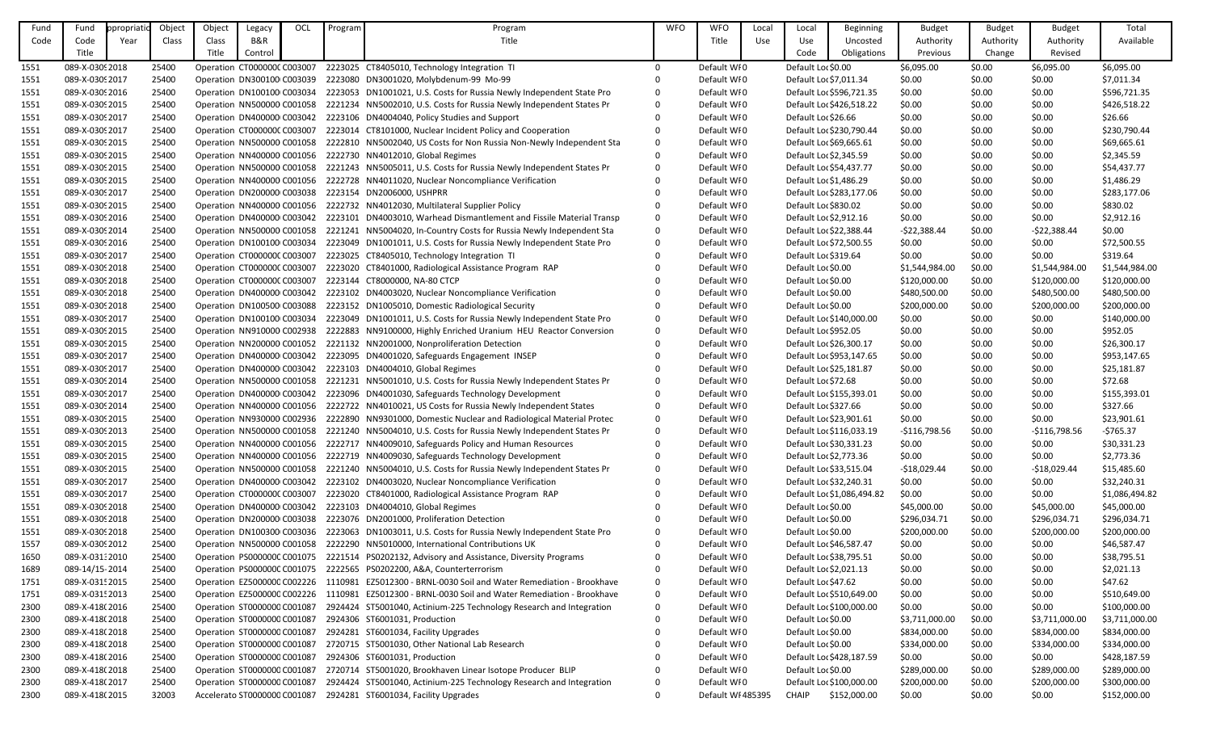| Fund Code | Fund Code Title | Appropriation Year | Object Class | Object Class Title | Legacy B&R Control | OCL | Program | Program Title | WFO | WFO Title | Local Use | Local Use Code | Beginning Uncosted Obligations | Budget Authority Previous | Budget Authority Change | Budget Authority Revised | Total Available |
|---|---|---|---|---|---|---|---|---|---|---|---|---|---|---|---|---|---|
| 1551 | 089-X-0309 | 2018 | 25400 | Operation | CT0000000 | C003007 | 2223025 | CT8405010, Technology Integration TI | 0 | Default WFO | | Default Loc | $0.00 | $6,095.00 | $0.00 | $6,095.00 | $6,095.00 |
| 1551 | 089-X-0309 | 2017 | 25400 | Operation | DN300100 | C003039 | 2223080 | DN3001020, Molybdenum-99 Mo-99 | 0 | Default WFO | | Default Loc | $7,011.34 | $0.00 | $0.00 | $0.00 | $7,011.34 |
| 1551 | 089-X-0309 | 2016 | 25400 | Operation | DN100100 | C003034 | 2223053 | DN1001021, U.S. Costs for Russia Newly Independent State Pro | 0 | Default WFO | | Default Loc | $596,721.35 | $0.00 | $0.00 | $0.00 | $596,721.35 |
| 1551 | 089-X-0309 | 2015 | 25400 | Operation | NN500000 | C001058 | 2221234 | NN5002010, U.S. Costs for Russia Newly Independent States Pr | 0 | Default WFO | | Default Loc | $426,518.22 | $0.00 | $0.00 | $0.00 | $426,518.22 |
| 1551 | 089-X-0309 | 2017 | 25400 | Operation | DN400000 | C003042 | 2223106 | DN4004040, Policy Studies and Support | 0 | Default WFO | | Default Loc | $26.66 | $0.00 | $0.00 | $0.00 | $26.66 |
| 1551 | 089-X-0309 | 2017 | 25400 | Operation | CT0000000 | C003007 | 2223014 | CT8101000, Nuclear Incident Policy and Cooperation | 0 | Default WFO | | Default Loc | $230,790.44 | $0.00 | $0.00 | $0.00 | $230,790.44 |
| 1551 | 089-X-0309 | 2015 | 25400 | Operation | NN500000 | C001058 | 2222810 | NN5002040, US Costs for Non Russia Non-Newly Independent Sta | 0 | Default WFO | | Default Loc | $69,665.61 | $0.00 | $0.00 | $0.00 | $69,665.61 |
| 1551 | 089-X-0309 | 2015 | 25400 | Operation | NN400000 | C001056 | 2222730 | NN4012010, Global Regimes | 0 | Default WFO | | Default Loc | $2,345.59 | $0.00 | $0.00 | $0.00 | $2,345.59 |
| 1551 | 089-X-0309 | 2015 | 25400 | Operation | NN500000 | C001058 | 2221243 | NN5005011, U.S. Costs for Russia Newly Independent States Pr | 0 | Default WFO | | Default Loc | $54,437.77 | $0.00 | $0.00 | $0.00 | $54,437.77 |
| 1551 | 089-X-0309 | 2015 | 25400 | Operation | NN400000 | C001056 | 2222728 | NN4011020, Nuclear Noncompliance Verification | 0 | Default WFO | | Default Loc | $1,486.29 | $0.00 | $0.00 | $0.00 | $1,486.29 |
| 1551 | 089-X-0309 | 2017 | 25400 | Operation | DN200000 | C003038 | 2223154 | DN2006000, USHPRR | 0 | Default WFO | | Default Loc | $283,177.06 | $0.00 | $0.00 | $0.00 | $283,177.06 |
| 1551 | 089-X-0309 | 2015 | 25400 | Operation | NN400000 | C001056 | 2222732 | NN4012030, Multilateral Supplier Policy | 0 | Default WFO | | Default Loc | $830.02 | $0.00 | $0.00 | $0.00 | $830.02 |
| 1551 | 089-X-0309 | 2016 | 25400 | Operation | DN400000 | C003042 | 2223101 | DN4003010, Warhead Dismantlement and Fissile Material Transp | 0 | Default WFO | | Default Loc | $2,912.16 | $0.00 | $0.00 | $0.00 | $2,912.16 |
| 1551 | 089-X-0309 | 2014 | 25400 | Operation | NN500000 | C001058 | 2221241 | NN5004020, In-Country Costs for Russia Newly Independent Sta | 0 | Default WFO | | Default Loc | $22,388.44 | -$22,388.44 | $0.00 | -$22,388.44 | $0.00 |
| 1551 | 089-X-0309 | 2016 | 25400 | Operation | DN100100 | C003034 | 2223049 | DN1001011, U.S. Costs for Russia Newly Independent State Pro | 0 | Default WFO | | Default Loc | $72,500.55 | $0.00 | $0.00 | $0.00 | $72,500.55 |
| 1551 | 089-X-0309 | 2017 | 25400 | Operation | CT0000000 | C003007 | 2223025 | CT8405010, Technology Integration TI | 0 | Default WFO | | Default Loc | $319.64 | $0.00 | $0.00 | $0.00 | $319.64 |
| 1551 | 089-X-0309 | 2018 | 25400 | Operation | CT0000000 | C003007 | 2223020 | CT8401000, Radiological Assistance Program RAP | 0 | Default WFO | | Default Loc | $0.00 | $1,544,984.00 | $0.00 | $1,544,984.00 | $1,544,984.00 |
| 1551 | 089-X-0309 | 2018 | 25400 | Operation | CT0000000 | C003007 | 2223144 | CT8000000, NA-80 CTCP | 0 | Default WFO | | Default Loc | $0.00 | $120,000.00 | $0.00 | $120,000.00 | $120,000.00 |
| 1551 | 089-X-0309 | 2018 | 25400 | Operation | DN400000 | C003042 | 2223102 | DN4003020, Nuclear Noncompliance Verification | 0 | Default WFO | | Default Loc | $0.00 | $480,500.00 | $0.00 | $480,500.00 | $480,500.00 |
| 1551 | 089-X-0309 | 2018 | 25400 | Operation | DN100500 | C003088 | 2223152 | DN1005010, Domestic Radiological Security | 0 | Default WFO | | Default Loc | $0.00 | $200,000.00 | $0.00 | $200,000.00 | $200,000.00 |
| 1551 | 089-X-0309 | 2017 | 25400 | Operation | DN100100 | C003034 | 2223049 | DN1001011, U.S. Costs for Russia Newly Independent State Pro | 0 | Default WFO | | Default Loc | $140,000.00 | $0.00 | $0.00 | $0.00 | $140,000.00 |
| 1551 | 089-X-0309 | 2015 | 25400 | Operation | NN910000 | C002938 | 2222883 | NN9100000, Highly Enriched Uranium HEU Reactor Conversion | 0 | Default WFO | | Default Loc | $952.05 | $0.00 | $0.00 | $0.00 | $952.05 |
| 1551 | 089-X-0309 | 2015 | 25400 | Operation | NN200000 | C001052 | 2221132 | NN2001000, Nonproliferation Detection | 0 | Default WFO | | Default Loc | $26,300.17 | $0.00 | $0.00 | $0.00 | $26,300.17 |
| 1551 | 089-X-0309 | 2017 | 25400 | Operation | DN400000 | C003042 | 2223095 | DN4001020, Safeguards Engagement INSEP | 0 | Default WFO | | Default Loc | $953,147.65 | $0.00 | $0.00 | $0.00 | $953,147.65 |
| 1551 | 089-X-0309 | 2017 | 25400 | Operation | DN400000 | C003042 | 2223103 | DN4004010, Global Regimes | 0 | Default WFO | | Default Loc | $25,181.87 | $0.00 | $0.00 | $0.00 | $25,181.87 |
| 1551 | 089-X-0309 | 2014 | 25400 | Operation | NN500000 | C001058 | 2221231 | NN5001010, U.S. Costs for Russia Newly Independent States Pr | 0 | Default WFO | | Default Loc | $72.68 | $0.00 | $0.00 | $0.00 | $72.68 |
| 1551 | 089-X-0309 | 2017 | 25400 | Operation | DN400000 | C003042 | 2223096 | DN4001030, Safeguards Technology Development | 0 | Default WFO | | Default Loc | $155,393.01 | $0.00 | $0.00 | $0.00 | $155,393.01 |
| 1551 | 089-X-0309 | 2014 | 25400 | Operation | NN400000 | C001056 | 2222722 | NN4010021, US Costs for Russia Newly Independent States | 0 | Default WFO | | Default Loc | $327.66 | $0.00 | $0.00 | $0.00 | $327.66 |
| 1551 | 089-X-0309 | 2015 | 25400 | Operation | NN930000 | C002936 | 2222890 | NN9301000, Domestic Nuclear and Radiological Material Protec | 0 | Default WFO | | Default Loc | $23,901.61 | $0.00 | $0.00 | $0.00 | $23,901.61 |
| 1551 | 089-X-0309 | 2013 | 25400 | Operation | NN500000 | C001058 | 2221240 | NN5004010, U.S. Costs for Russia Newly Independent States Pr | 0 | Default WFO | | Default Loc | $116,033.19 | -$116,798.56 | $0.00 | -$116,798.56 | -$765.37 |
| 1551 | 089-X-0309 | 2015 | 25400 | Operation | NN400000 | C001056 | 2222717 | NN4009010, Safeguards Policy and Human Resources | 0 | Default WFO | | Default Loc | $30,331.23 | $0.00 | $0.00 | $0.00 | $30,331.23 |
| 1551 | 089-X-0309 | 2015 | 25400 | Operation | NN400000 | C001056 | 2222719 | NN4009030, Safeguards Technology Development | 0 | Default WFO | | Default Loc | $2,773.36 | $0.00 | $0.00 | $0.00 | $2,773.36 |
| 1551 | 089-X-0309 | 2015 | 25400 | Operation | NN500000 | C001058 | 2221240 | NN5004010, U.S. Costs for Russia Newly Independent States Pr | 0 | Default WFO | | Default Loc | $33,515.04 | -$18,029.44 | $0.00 | -$18,029.44 | $15,485.60 |
| 1551 | 089-X-0309 | 2017 | 25400 | Operation | DN400000 | C003042 | 2223102 | DN4003020, Nuclear Noncompliance Verification | 0 | Default WFO | | Default Loc | $32,240.31 | $0.00 | $0.00 | $0.00 | $32,240.31 |
| 1551 | 089-X-0309 | 2017 | 25400 | Operation | CT0000000 | C003007 | 2223020 | CT8401000, Radiological Assistance Program RAP | 0 | Default WFO | | Default Loc | $1,086,494.82 | $0.00 | $0.00 | $0.00 | $1,086,494.82 |
| 1551 | 089-X-0309 | 2018 | 25400 | Operation | DN400000 | C003042 | 2223103 | DN4004010, Global Regimes | 0 | Default WFO | | Default Loc | $0.00 | $45,000.00 | $0.00 | $45,000.00 | $45,000.00 |
| 1551 | 089-X-0309 | 2018 | 25400 | Operation | DN200000 | C003038 | 2223076 | DN2001000, Proliferation Detection | 0 | Default WFO | | Default Loc | $0.00 | $296,034.71 | $0.00 | $296,034.71 | $296,034.71 |
| 1551 | 089-X-0309 | 2018 | 25400 | Operation | DN100300 | C003036 | 2223063 | DN1003011, U.S. Costs for Russia Newly Independent State Pro | 0 | Default WFO | | Default Loc | $0.00 | $200,000.00 | $0.00 | $200,000.00 | $200,000.00 |
| 1557 | 089-X-0309 | 2012 | 25400 | Operation | NN500000 | C001058 | 2222290 | NN5010000, International Contributions UK | 0 | Default WFO | | Default Loc | $46,587.47 | $0.00 | $0.00 | $0.00 | $46,587.47 |
| 1650 | 089-X-0313 | 2010 | 25400 | Operation | PS0000000 | C001075 | 2221514 | PS0202132, Advisory and Assistance, Diversity Programs | 0 | Default WFO | | Default Loc | $38,795.51 | $0.00 | $0.00 | $0.00 | $38,795.51 |
| 1689 | 089-14/15- | 2014 | 25400 | Operation | PS0000000 | C001075 | 2222565 | PS0202200, A&A, Counterterrorism | 0 | Default WFO | | Default Loc | $2,021.13 | $0.00 | $0.00 | $0.00 | $2,021.13 |
| 1751 | 089-X-0315 | 2015 | 25400 | Operation | EZ5000000 | C002226 | 1110981 | EZ5012300 - BRNL-0030 Soil and Water Remediation - Brookhave | 0 | Default WFO | | Default Loc | $47.62 | $0.00 | $0.00 | $0.00 | $47.62 |
| 1751 | 089-X-0315 | 2013 | 25400 | Operation | EZ5000000 | C002226 | 1110981 | EZ5012300 - BRNL-0030 Soil and Water Remediation - Brookhave | 0 | Default WFO | | Default Loc | $510,649.00 | $0.00 | $0.00 | $0.00 | $510,649.00 |
| 2300 | 089-X-4180 | 2016 | 25400 | Operation | ST0000000 | C001087 | 2924424 | ST5001040, Actinium-225 Technology Research and Integration | 0 | Default WFO | | Default Loc | $100,000.00 | $0.00 | $0.00 | $0.00 | $100,000.00 |
| 2300 | 089-X-4180 | 2018 | 25400 | Operation | ST0000000 | C001087 | 2924306 | ST6001031, Production | 0 | Default WFO | | Default Loc | $0.00 | $3,711,000.00 | $0.00 | $3,711,000.00 | $3,711,000.00 |
| 2300 | 089-X-4180 | 2018 | 25400 | Operation | ST0000000 | C001087 | 2924281 | ST6001034, Facility Upgrades | 0 | Default WFO | | Default Loc | $0.00 | $834,000.00 | $0.00 | $834,000.00 | $834,000.00 |
| 2300 | 089-X-4180 | 2018 | 25400 | Operation | ST0000000 | C001087 | 2720715 | ST5001030, Other National Lab Research | 0 | Default WFO | | Default Loc | $0.00 | $334,000.00 | $0.00 | $334,000.00 | $334,000.00 |
| 2300 | 089-X-4180 | 2016 | 25400 | Operation | ST0000000 | C001087 | 2924306 | ST6001031, Production | 0 | Default WFO | | Default Loc | $428,187.59 | $0.00 | $0.00 | $0.00 | $428,187.59 |
| 2300 | 089-X-4180 | 2018 | 25400 | Operation | ST0000000 | C001087 | 2720714 | ST5001020, Brookhaven Linear Isotope Producer BLIP | 0 | Default WFO | | Default Loc | $0.00 | $289,000.00 | $0.00 | $289,000.00 | $289,000.00 |
| 2300 | 089-X-4180 | 2017 | 25400 | Operation | ST0000000 | C001087 | 2924424 | ST5001040, Actinium-225 Technology Research and Integration | 0 | Default WFO | | Default Loc | $100,000.00 | $200,000.00 | $0.00 | $200,000.00 | $300,000.00 |
| 2300 | 089-X-4180 | 2015 | 32003 | Accelerato | ST0000000 | C001087 | 2924281 | ST6001034, Facility Upgrades | 0 | Default WFO | 485395 | CHAIP | $152,000.00 | $0.00 | $0.00 | $0.00 | $152,000.00 |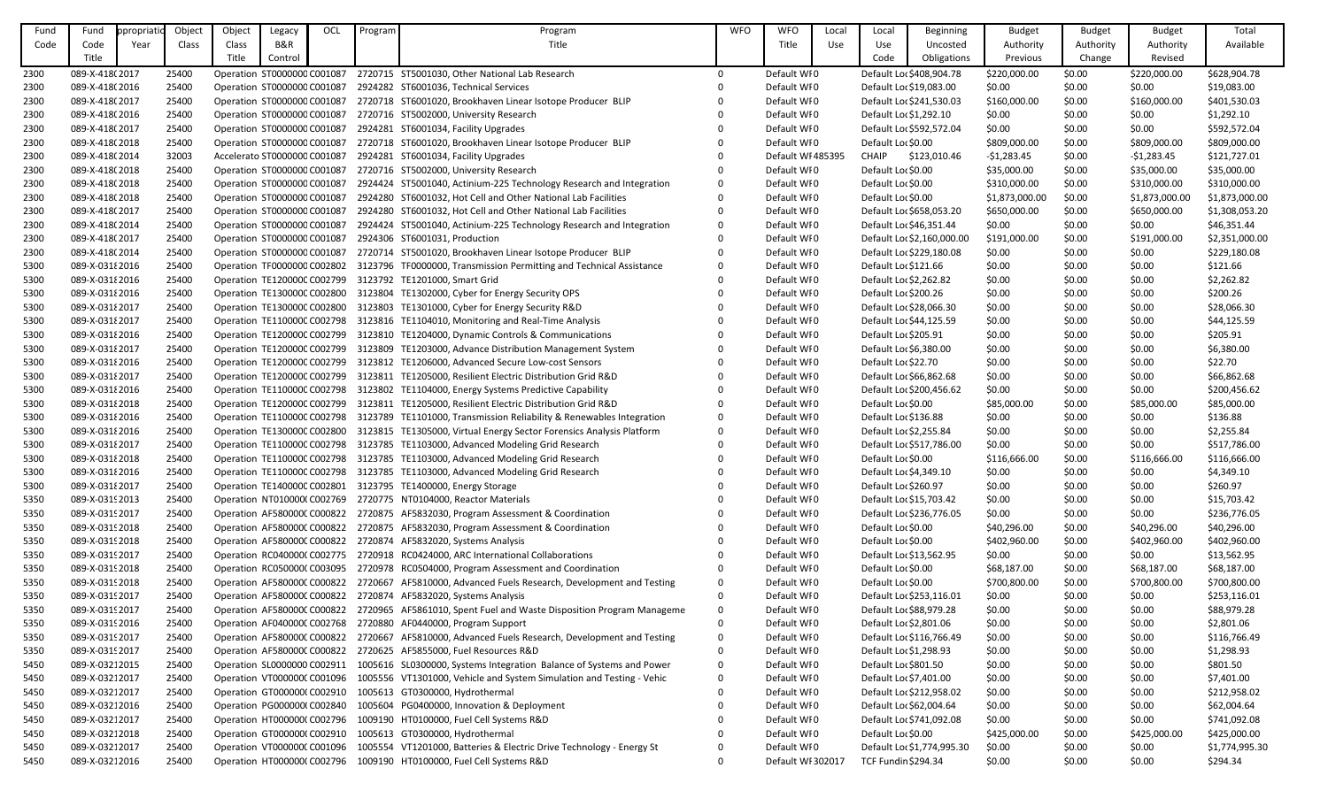| Fund Code | Fund Code Title | Appropriation Year | Object Class | Object Class Title | Legacy B&R Control | OCL | Program | Program Title | WFO | WFO Title | Local Use | Local Use Code | Beginning Uncosted Obligations | Budget Authority Previous | Budget Authority Change | Budget Authority Revised | Total Available |
|---|---|---|---|---|---|---|---|---|---|---|---|---|---|---|---|---|---|
| 2300 | 089-X-418( | 2017 | 25400 | Operation | ST0000000 | C001087 | 2720715 | ST5001030, Other National Lab Research | 0 | Default WF | 0 | Default Loc | $408,904.78 | $220,000.00 | $0.00 | $220,000.00 | $628,904.78 |
| 2300 | 089-X-418( | 2016 | 25400 | Operation | ST0000000 | C001087 | 2924282 | ST6001036, Technical Services | 0 | Default WF | 0 | Default Loc | $19,083.00 | $0.00 | $0.00 | $0.00 | $19,083.00 |
| 2300 | 089-X-418( | 2017 | 25400 | Operation | ST0000000 | C001087 | 2720718 | ST6001020, Brookhaven Linear Isotope Producer BLIP | 0 | Default WF | 0 | Default Loc | $241,530.03 | $160,000.00 | $0.00 | $160,000.00 | $401,530.03 |
| 2300 | 089-X-418( | 2016 | 25400 | Operation | ST0000000 | C001087 | 2720716 | ST5002000, University Research | 0 | Default WF | 0 | Default Loc | $1,292.10 | $0.00 | $0.00 | $0.00 | $1,292.10 |
| 2300 | 089-X-418( | 2017 | 25400 | Operation | ST0000000 | C001087 | 2924281 | ST6001034, Facility Upgrades | 0 | Default WF | 0 | Default Loc | $592,572.04 | $0.00 | $0.00 | $0.00 | $592,572.04 |
| 2300 | 089-X-418( | 2018 | 25400 | Operation | ST0000000 | C001087 | 2720718 | ST6001020, Brookhaven Linear Isotope Producer BLIP | 0 | Default WF | 0 | Default Loc | $0.00 | $809,000.00 | $0.00 | $809,000.00 | $809,000.00 |
| 2300 | 089-X-418( | 2014 | 32003 | Accelerato | ST0000000 | C001087 | 2924281 | ST6001034, Facility Upgrades | 0 | Default WF | 485395 | CHAIP | $123,010.46 | -$1,283.45 | $0.00 | -$1,283.45 | $121,727.01 |
| 2300 | 089-X-418( | 2018 | 25400 | Operation | ST0000000 | C001087 | 2720716 | ST5002000, University Research | 0 | Default WF | 0 | Default Loc | $0.00 | $35,000.00 | $0.00 | $35,000.00 | $35,000.00 |
| 2300 | 089-X-418( | 2018 | 25400 | Operation | ST0000000 | C001087 | 2924424 | ST5001040, Actinium-225 Technology Research and Integration | 0 | Default WF | 0 | Default Loc | $0.00 | $310,000.00 | $0.00 | $310,000.00 | $310,000.00 |
| 2300 | 089-X-418( | 2018 | 25400 | Operation | ST0000000 | C001087 | 2924280 | ST6001032, Hot Cell and Other National Lab Facilities | 0 | Default WF | 0 | Default Loc | $0.00 | $1,873,000.00 | $0.00 | $1,873,000.00 | $1,873,000.00 |
| 2300 | 089-X-418( | 2017 | 25400 | Operation | ST0000000 | C001087 | 2924280 | ST6001032, Hot Cell and Other National Lab Facilities | 0 | Default WF | 0 | Default Loc | $658,053.20 | $650,000.00 | $0.00 | $650,000.00 | $1,308,053.20 |
| 2300 | 089-X-418( | 2014 | 25400 | Operation | ST0000000 | C001087 | 2924424 | ST5001040, Actinium-225 Technology Research and Integration | 0 | Default WF | 0 | Default Loc | $46,351.44 | $0.00 | $0.00 | $0.00 | $46,351.44 |
| 2300 | 089-X-418( | 2017 | 25400 | Operation | ST0000000 | C001087 | 2924306 | ST6001031, Production | 0 | Default WF | 0 | Default Loc | $2,160,000.00 | $191,000.00 | $0.00 | $191,000.00 | $2,351,000.00 |
| 2300 | 089-X-418( | 2014 | 25400 | Operation | ST0000000 | C001087 | 2720714 | ST5001020, Brookhaven Linear Isotope Producer BLIP | 0 | Default WF | 0 | Default Loc | $229,180.08 | $0.00 | $0.00 | $0.00 | $229,180.08 |
| 5300 | 089-X-031 | 2016 | 25400 | Operation | TF0000000 | C002802 | 3123796 | TF0000000, Transmission Permitting and Technical Assistance | 0 | Default WF | 0 | Default Loc | $121.66 | $0.00 | $0.00 | $0.00 | $121.66 |
| 5300 | 089-X-031 | 2016 | 25400 | Operation | TE120000 | C002799 | 3123792 | TE1201000, Smart Grid | 0 | Default WF | 0 | Default Loc | $2,262.82 | $0.00 | $0.00 | $0.00 | $2,262.82 |
| 5300 | 089-X-031 | 2016 | 25400 | Operation | TE130000 | C002800 | 3123804 | TE1302000, Cyber for Energy Security OPS | 0 | Default WF | 0 | Default Loc | $200.26 | $0.00 | $0.00 | $0.00 | $200.26 |
| 5300 | 089-X-031 | 2017 | 25400 | Operation | TE130000 | C002800 | 3123803 | TE1301000, Cyber for Energy Security R&D | 0 | Default WF | 0 | Default Loc | $28,066.30 | $0.00 | $0.00 | $0.00 | $28,066.30 |
| 5300 | 089-X-031 | 2017 | 25400 | Operation | TE110000 | C002798 | 3123816 | TE1104010, Monitoring and Real-Time Analysis | 0 | Default WF | 0 | Default Loc | $44,125.59 | $0.00 | $0.00 | $0.00 | $44,125.59 |
| 5300 | 089-X-031 | 2016 | 25400 | Operation | TE120000 | C002799 | 3123810 | TE1204000, Dynamic Controls & Communications | 0 | Default WF | 0 | Default Loc | $205.91 | $0.00 | $0.00 | $0.00 | $205.91 |
| 5300 | 089-X-031 | 2017 | 25400 | Operation | TE120000 | C002799 | 3123809 | TE1203000, Advance Distribution Management System | 0 | Default WF | 0 | Default Loc | $6,380.00 | $0.00 | $0.00 | $0.00 | $6,380.00 |
| 5300 | 089-X-031 | 2016 | 25400 | Operation | TE120000 | C002799 | 3123812 | TE1206000, Advanced Secure Low-cost Sensors | 0 | Default WF | 0 | Default Loc | $22.70 | $0.00 | $0.00 | $0.00 | $22.70 |
| 5300 | 089-X-031 | 2017 | 25400 | Operation | TE120000 | C002799 | 3123811 | TE1205000, Resilient Electric Distribution Grid R&D | 0 | Default WF | 0 | Default Loc | $66,862.68 | $0.00 | $0.00 | $0.00 | $66,862.68 |
| 5300 | 089-X-031 | 2016 | 25400 | Operation | TE110000 | C002798 | 3123802 | TE1104000, Energy Systems Predictive Capability | 0 | Default WF | 0 | Default Loc | $200,456.62 | $0.00 | $0.00 | $0.00 | $200,456.62 |
| 5300 | 089-X-031 | 2018 | 25400 | Operation | TE120000 | C002799 | 3123811 | TE1205000, Resilient Electric Distribution Grid R&D | 0 | Default WF | 0 | Default Loc | $0.00 | $85,000.00 | $0.00 | $85,000.00 | $85,000.00 |
| 5300 | 089-X-031 | 2016 | 25400 | Operation | TE110000 | C002798 | 3123789 | TE1101000, Transmission Reliability & Renewables Integration | 0 | Default WF | 0 | Default Loc | $136.88 | $0.00 | $0.00 | $0.00 | $136.88 |
| 5300 | 089-X-031 | 2016 | 25400 | Operation | TE130000 | C002800 | 3123815 | TE1305000, Virtual Energy Sector Forensics Analysis Platform | 0 | Default WF | 0 | Default Loc | $2,255.84 | $0.00 | $0.00 | $0.00 | $2,255.84 |
| 5300 | 089-X-031 | 2017 | 25400 | Operation | TE110000 | C002798 | 3123785 | TE1103000, Advanced Modeling Grid Research | 0 | Default WF | 0 | Default Loc | $517,786.00 | $0.00 | $0.00 | $0.00 | $517,786.00 |
| 5300 | 089-X-031 | 2018 | 25400 | Operation | TE110000 | C002798 | 3123785 | TE1103000, Advanced Modeling Grid Research | 0 | Default WF | 0 | Default Loc | $0.00 | $116,666.00 | $0.00 | $116,666.00 | $116,666.00 |
| 5300 | 089-X-031 | 2016 | 25400 | Operation | TE110000 | C002798 | 3123785 | TE1103000, Advanced Modeling Grid Research | 0 | Default WF | 0 | Default Loc | $4,349.10 | $0.00 | $0.00 | $0.00 | $4,349.10 |
| 5300 | 089-X-031 | 2017 | 25400 | Operation | TE140000 | C002801 | 3123795 | TE1400000, Energy Storage | 0 | Default WF | 0 | Default Loc | $260.97 | $0.00 | $0.00 | $0.00 | $260.97 |
| 5350 | 089-X-031 | 2013 | 25400 | Operation | NT010000 | C002769 | 2720775 | NT0104000, Reactor Materials | 0 | Default WF | 0 | Default Loc | $15,703.42 | $0.00 | $0.00 | $0.00 | $15,703.42 |
| 5350 | 089-X-031 | 2017 | 25400 | Operation | AF580000 | C000822 | 2720875 | AF5832030, Program Assessment & Coordination | 0 | Default WF | 0 | Default Loc | $236,776.05 | $0.00 | $0.00 | $0.00 | $236,776.05 |
| 5350 | 089-X-031 | 2018 | 25400 | Operation | AF580000 | C000822 | 2720875 | AF5832030, Program Assessment & Coordination | 0 | Default WF | 0 | Default Loc | $0.00 | $40,296.00 | $0.00 | $40,296.00 | $40,296.00 |
| 5350 | 089-X-031 | 2018 | 25400 | Operation | AF580000 | C000822 | 2720874 | AF5832020, Systems Analysis | 0 | Default WF | 0 | Default Loc | $0.00 | $402,960.00 | $0.00 | $402,960.00 | $402,960.00 |
| 5350 | 089-X-031 | 2017 | 25400 | Operation | RC040000 | C002775 | 2720918 | RC0424000, ARC International Collaborations | 0 | Default WF | 0 | Default Loc | $13,562.95 | $0.00 | $0.00 | $0.00 | $13,562.95 |
| 5350 | 089-X-031 | 2018 | 25400 | Operation | RC050000 | C003095 | 2720978 | RC0504000, Program Assessment and Coordination | 0 | Default WF | 0 | Default Loc | $0.00 | $68,187.00 | $0.00 | $68,187.00 | $68,187.00 |
| 5350 | 089-X-031 | 2018 | 25400 | Operation | AF580000 | C000822 | 2720667 | AF5810000, Advanced Fuels Research, Development and Testing | 0 | Default WF | 0 | Default Loc | $0.00 | $700,800.00 | $0.00 | $700,800.00 | $700,800.00 |
| 5350 | 089-X-031 | 2017 | 25400 | Operation | AF580000 | C000822 | 2720874 | AF5832020, Systems Analysis | 0 | Default WF | 0 | Default Loc | $253,116.01 | $0.00 | $0.00 | $0.00 | $253,116.01 |
| 5350 | 089-X-031 | 2017 | 25400 | Operation | AF580000 | C000822 | 2720965 | AF5861010, Spent Fuel and Waste Disposition Program Manageme | 0 | Default WF | 0 | Default Loc | $88,979.28 | $0.00 | $0.00 | $0.00 | $88,979.28 |
| 5350 | 089-X-031 | 2016 | 25400 | Operation | AF040000 | C002768 | 2720880 | AF0440000, Program Support | 0 | Default WF | 0 | Default Loc | $2,801.06 | $0.00 | $0.00 | $0.00 | $2,801.06 |
| 5350 | 089-X-031 | 2017 | 25400 | Operation | AF580000 | C000822 | 2720667 | AF5810000, Advanced Fuels Research, Development and Testing | 0 | Default WF | 0 | Default Loc | $116,766.49 | $0.00 | $0.00 | $0.00 | $116,766.49 |
| 5350 | 089-X-031 | 2017 | 25400 | Operation | AF580000 | C000822 | 2720625 | AF5855000, Fuel Resources R&D | 0 | Default WF | 0 | Default Loc | $1,298.93 | $0.00 | $0.00 | $0.00 | $1,298.93 |
| 5450 | 089-X-0321 | 2015 | 25400 | Operation | SL000000 | C002911 | 1005616 | SL0300000, Systems Integration Balance of Systems and Power | 0 | Default WF | 0 | Default Loc | $801.50 | $0.00 | $0.00 | $0.00 | $801.50 |
| 5450 | 089-X-0321 | 2017 | 25400 | Operation | VT000000 | C001096 | 1005556 | VT1301000, Vehicle and System Simulation and Testing - Vehic | 0 | Default WF | 0 | Default Loc | $7,401.00 | $0.00 | $0.00 | $0.00 | $7,401.00 |
| 5450 | 089-X-0321 | 2017 | 25400 | Operation | GT000000 | C002910 | 1005613 | GT0300000, Hydrothermal | 0 | Default WF | 0 | Default Loc | $212,958.02 | $0.00 | $0.00 | $0.00 | $212,958.02 |
| 5450 | 089-X-0321 | 2016 | 25400 | Operation | PG000000 | C002840 | 1005604 | PG0400000, Innovation & Deployment | 0 | Default WF | 0 | Default Loc | $62,004.64 | $0.00 | $0.00 | $0.00 | $62,004.64 |
| 5450 | 089-X-0321 | 2017 | 25400 | Operation | HT000000 | C002796 | 1009190 | HT0100000, Fuel Cell Systems R&D | 0 | Default WF | 0 | Default Loc | $741,092.08 | $0.00 | $0.00 | $0.00 | $741,092.08 |
| 5450 | 089-X-0321 | 2018 | 25400 | Operation | GT000000 | C002910 | 1005613 | GT0300000, Hydrothermal | 0 | Default WF | 0 | Default Loc | $0.00 | $425,000.00 | $0.00 | $425,000.00 | $425,000.00 |
| 5450 | 089-X-0321 | 2017 | 25400 | Operation | VT000000 | C001096 | 1005554 | VT1201000, Batteries & Electric Drive Technology - Energy St | 0 | Default WF | 0 | Default Loc | $1,774,995.30 | $0.00 | $0.00 | $0.00 | $1,774,995.30 |
| 5450 | 089-X-0321 | 2016 | 25400 | Operation | HT000000 | C002796 | 1009190 | HT0100000, Fuel Cell Systems R&D | 0 | Default WF | 302017 | TCF Fundin | $294.34 | $0.00 | $0.00 | $0.00 | $294.34 |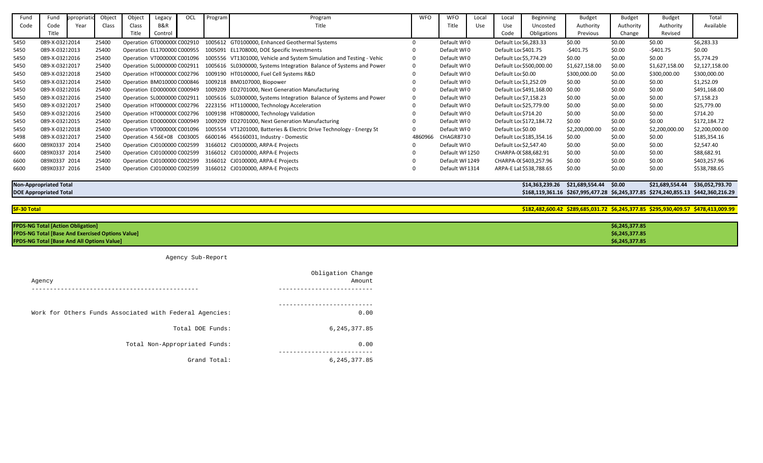| Fund Code | Fund Code Title | ppropriatio Year | Object Class | Object Class Title | Legacy B&R Control | OCL | Program | Program Title | WFO | WFO Title | Local Use | Local Use Code | Beginning Uncosted Obligations | Budget Authority Previous | Budget Authority Change | Budget Authority Revised | Total Available |
|---|---|---|---|---|---|---|---|---|---|---|---|---|---|---|---|---|---|
| 5450 | 089-X-03212014 | | 25400 | Operation | GT000000( | C002910 | 1005612 | GT0100000, Enhanced Geothermal Systems | 0 | Default WF | 0 | Default Loc | $6,283.33 | $0.00 | $0.00 | $0.00 | $6,283.33 |
| 5450 | 089-X-03212013 | | 25400 | Operation | EL1700000 | C000955 | 1005091 | EL1708000, DOE Specific Investments | 0 | Default WF | 0 | Default Loc | $401.75 | -$401.75 | $0.00 | -$401.75 | $0.00 |
| 5450 | 089-X-03212016 | | 25400 | Operation | VT000000( | C001096 | 1005556 | VT1301000, Vehicle and System Simulation and Testing - Vehic | 0 | Default WF | 0 | Default Loc | $5,774.29 | $0.00 | $0.00 | $0.00 | $5,774.29 |
| 5450 | 089-X-03212017 | | 25400 | Operation | SL000000( | C002911 | 1005616 | SL0300000, Systems Integration Balance of Systems and Power | 0 | Default WF | 0 | Default Loc | $500,000.00 | $1,627,158.00 | $0.00 | $1,627,158.00 | $2,127,158.00 |
| 5450 | 089-X-03212018 | | 25400 | Operation | HT000000( | C002796 | 1009190 | HT0100000, Fuel Cell Systems R&D | 0 | Default WF | 0 | Default Loc | $0.00 | $300,000.00 | $0.00 | $300,000.00 | $300,000.00 |
| 5450 | 089-X-03212014 | | 25400 | Operation | BM010000 | C000846 | 1009218 | BM0107000, Biopower | 0 | Default WF | 0 | Default Loc | $1,252.09 | $0.00 | $0.00 | $0.00 | $1,252.09 |
| 5450 | 089-X-03212016 | | 25400 | Operation | ED000000( | C000949 | 1009209 | ED2701000, Next Generation Manufacturing | 0 | Default WF | 0 | Default Loc | $491,168.00 | $0.00 | $0.00 | $0.00 | $491,168.00 |
| 5450 | 089-X-03212016 | | 25400 | Operation | SL000000( | C002911 | 1005616 | SL0300000, Systems Integration Balance of Systems and Power | 0 | Default WF | 0 | Default Loc | $7,158.23 | $0.00 | $0.00 | $0.00 | $7,158.23 |
| 5450 | 089-X-03212017 | | 25400 | Operation | HT000000( | C002796 | 2223156 | HT1100000, Technology Acceleration | 0 | Default WF | 0 | Default Loc | $25,779.00 | $0.00 | $0.00 | $0.00 | $25,779.00 |
| 5450 | 089-X-03212016 | | 25400 | Operation | HT000000( | C002796 | 1009198 | HT0800000, Technology Validation | 0 | Default WF | 0 | Default Loc | $714.20 | $0.00 | $0.00 | $0.00 | $714.20 |
| 5450 | 089-X-03212015 | | 25400 | Operation | ED000000( | C000949 | 1009209 | ED2701000, Next Generation Manufacturing | 0 | Default WF | 0 | Default Loc | $172,184.72 | $0.00 | $0.00 | $0.00 | $172,184.72 |
| 5450 | 089-X-03212018 | | 25400 | Operation | VT000000( | C001096 | 1005554 | VT1201000, Batteries & Electric Drive Technology - Energy St | 0 | Default WF | 0 | Default Loc | $0.00 | $2,200,000.00 | $0.00 | $2,200,000.00 | $2,200,000.00 |
| 5498 | 089-X-03212017 | | 25400 | Operation | 4.56E+08 | C003005 | 6600146 | 456160031, Industry - Domestic | 4860966 | CHAGR873 | 0 | Default Loc | $185,354.16 | $0.00 | $0.00 | $0.00 | $185,354.16 |
| 6600 | 089X0337 | 2014 | 25400 | Operation | CJ0100000 | C002599 | 3166012 | CJ0100000, ARPA-E Projects | 0 | Default WF | 0 | Default Loc | $2,547.40 | $0.00 | $0.00 | $0.00 | $2,547.40 |
| 6600 | 089X0337 | 2014 | 25400 | Operation | CJ0100000 | C002599 | 3166012 | CJ0100000, ARPA-E Projects | 0 | Default WF | 1250 | CHARPA-0( | $88,682.91 | $0.00 | $0.00 | $0.00 | $88,682.91 |
| 6600 | 089X0337 | 2014 | 25400 | Operation | CJ0100000 | C002599 | 3166012 | CJ0100000, ARPA-E Projects | 0 | Default WF | 1249 | CHARPA-0( | $403,257.96 | $0.00 | $0.00 | $0.00 | $403,257.96 |
| 6600 | 089X0337 | 2016 | 25400 | Operation | CJ0100000 | C002599 | 3166012 | CJ0100000, ARPA-E Projects | 0 | Default WF | 1314 | ARPA-E Lal | $538,788.65 | $0.00 | $0.00 | $0.00 | $538,788.65 |
| **Non-Appropriated Total** | | | | | | | | | | | | | **$14,363,239.26** | **$21,689,554.44** | **$0.00** | **$21,689,554.44** | **$36,052,793.70** |
| **DOE Appropriated Total** | | | | | | | | | | | | | **$168,119,361.16** | **$267,995,477.28** | **$6,245,377.85** | **$274,240,855.13** | **$442,360,216.29** |
| **SF-30 Total** | | | | | | | | | | | | | **$182,482,600.42** | **$289,685,031.72** | **$6,245,377.85** | **$295,930,409.57** | **$478,413,009.99** |

| | |
|---|---|
| **FPDS-NG Total [Action Obligation]** | **$6,245,377.85** |
| **FPDS-NG Total [Base And Exercised Options Value]** | **$6,245,377.85** |
| **FPDS-NG Total [Base And All Options Value]** | **$6,245,377.85** |

Agency Sub-Report

| Agency | Obligation Change Amount |
|---|---|
| Work for Others Funds Associated with Federal Agencies: | 0.00 |
| Total DOE Funds: | 6,245,377.85 |
| Total Non-Appropriated Funds: | 0.00 |
| Grand Total: | 6,245,377.85 |